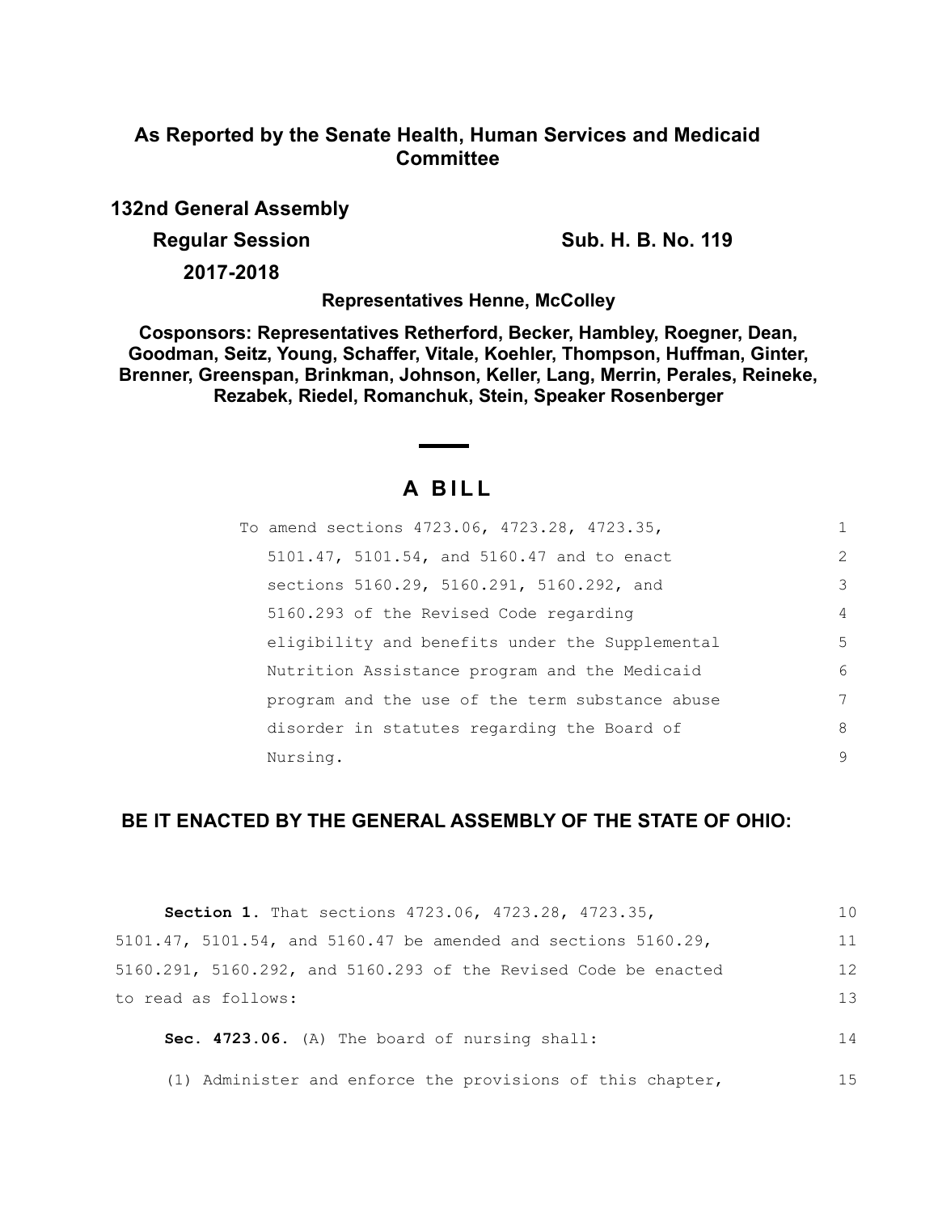**As Reported by the Senate Health, Human Services and Medicaid Committee**

**132nd General Assembly**

**Regular Session**

**2017-2018**

**Sub. H. B. No. 119**

**Representatives Henne, McColley**

**Cosponsors: Representatives Retherford, Becker, Hambley, Roegner, Dean, Goodman, Seitz, Young, Schaffer, Vitale, Koehler, Thompson, Huffman, Ginter, Brenner, Greenspan, Brinkman, Johnson, Keller, Lang, Merrin, Perales, Reineke, Rezabek, Riedel, Romanchuk, Stein, Speaker Rosenberger**

# A BILL

To amend sections 4723.06, 4723.28, 4723.35, 5101.47, 5101.54, and 5160.47 and to enact sections 5160.29, 5160.291, 5160.292, and 5160.293 of the Revised Code regarding eligibility and benefits under the Supplemental Nutrition Assistance program and the Medicaid program and the use of the term substance abuse disorder in statutes regarding the Board of Nursing.

**BE IT ENACTED BY THE GENERAL ASSEMBLY OF THE STATE OF OHIO:**

**Section 1.** That sections 4723.06, 4723.28, 4723.35, 5101.47, 5101.54, and 5160.47 be amended and sections 5160.29, 5160.291, 5160.292, and 5160.293 of the Revised Code be enacted to read as follows:

**Sec. 4723.06.** (A) The board of nursing shall:

(1) Administer and enforce the provisions of this chapter,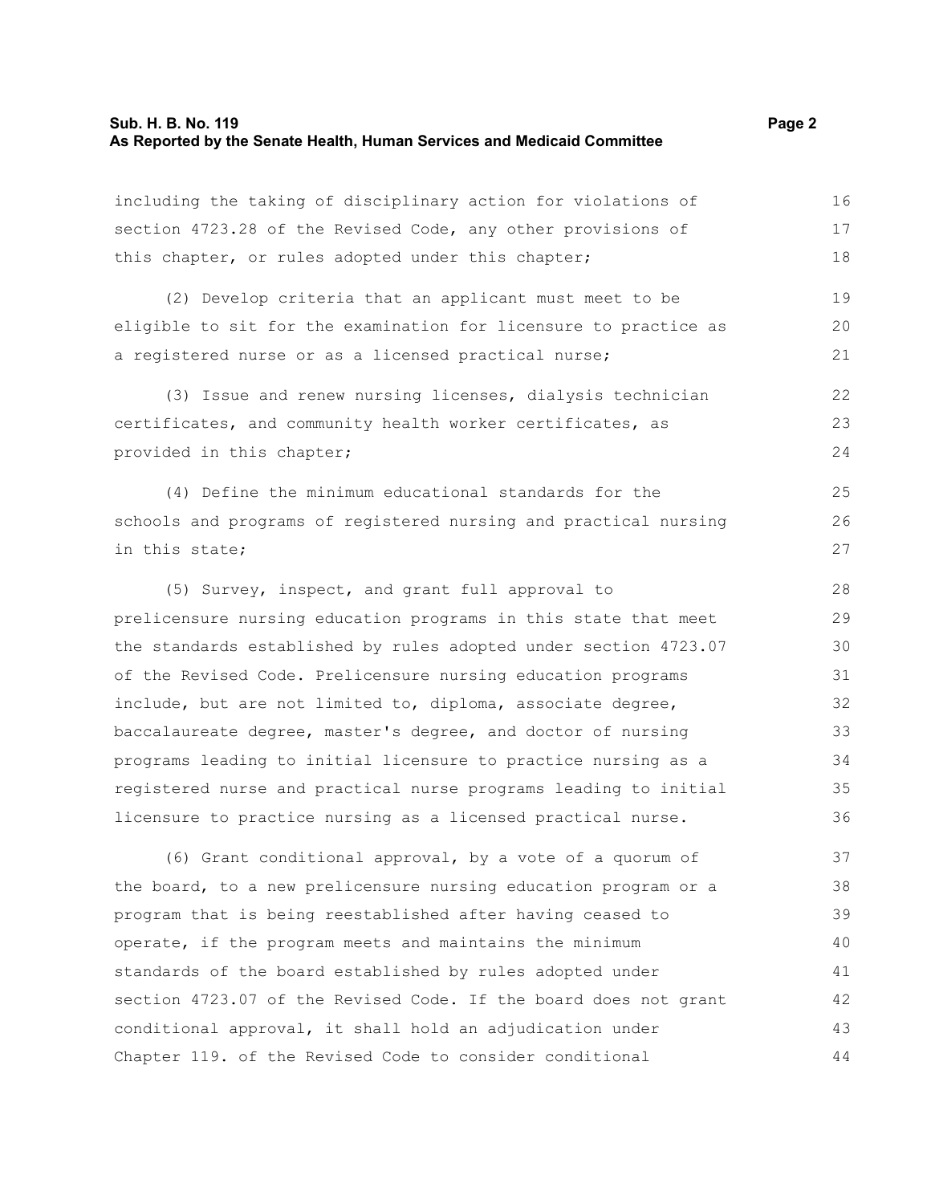including the taking of disciplinary action for violations of section 4723.28 of the Revised Code, any other provisions of this chapter, or rules adopted under this chapter;

(2) Develop criteria that an applicant must meet to be eligible to sit for the examination for licensure to practice as a registered nurse or as a licensed practical nurse;

(3) Issue and renew nursing licenses, dialysis technician certificates, and community health worker certificates, as provided in this chapter;

(4) Define the minimum educational standards for the schools and programs of registered nursing and practical nursing in this state;

(5) Survey, inspect, and grant full approval to prelicensure nursing education programs in this state that meet the standards established by rules adopted under section 4723.07 of the Revised Code. Prelicensure nursing education programs include, but are not limited to, diploma, associate degree, baccalaureate degree, master's degree, and doctor of nursing programs leading to initial licensure to practice nursing as a registered nurse and practical nurse programs leading to initial licensure to practice nursing as a licensed practical nurse.

(6) Grant conditional approval, by a vote of a quorum of the board, to a new prelicensure nursing education program or a program that is being reestablished after having ceased to operate, if the program meets and maintains the minimum standards of the board established by rules adopted under section 4723.07 of the Revised Code. If the board does not grant conditional approval, it shall hold an adjudication under Chapter 119. of the Revised Code to consider conditional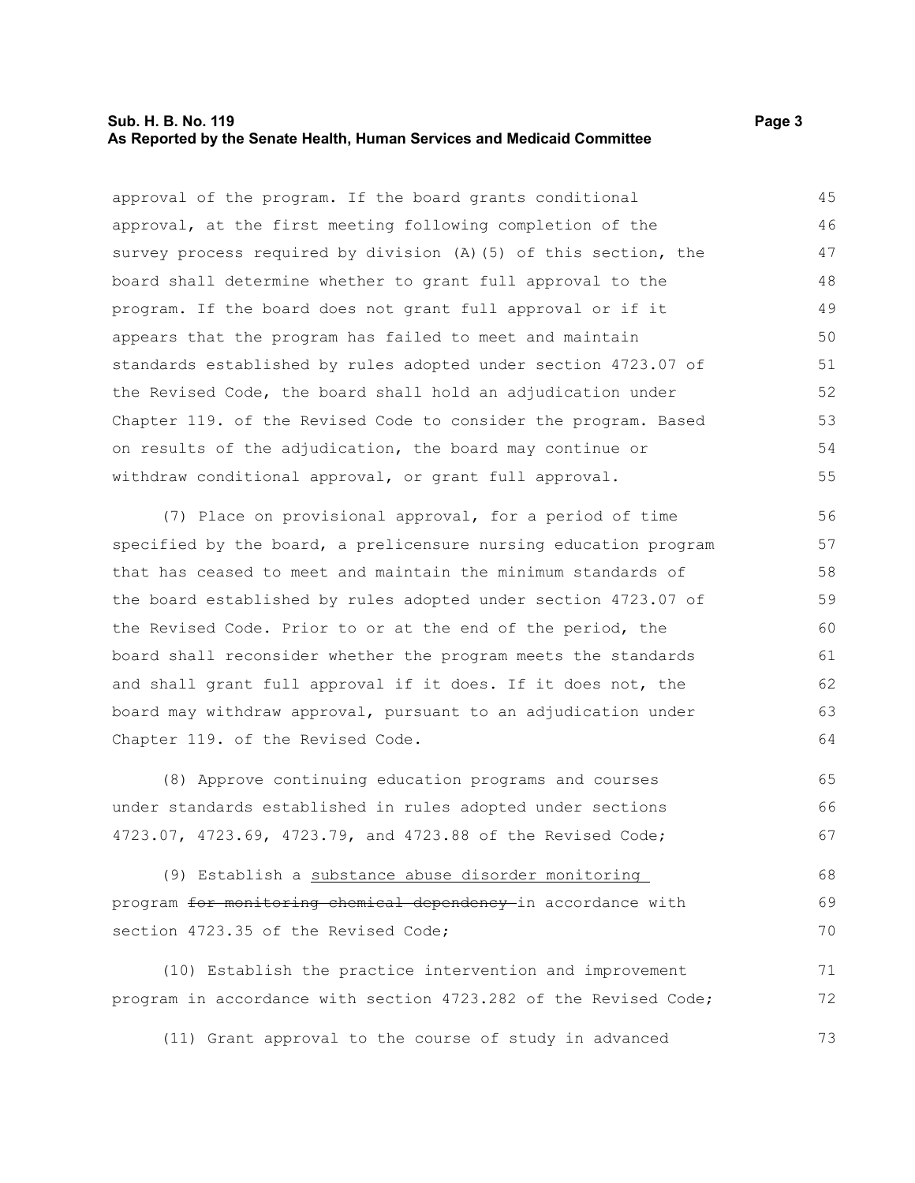approval of the program. If the board grants conditional approval, at the first meeting following completion of the survey process required by division (A)(5) of this section, the board shall determine whether to grant full approval to the program. If the board does not grant full approval or if it appears that the program has failed to meet and maintain standards established by rules adopted under section 4723.07 of the Revised Code, the board shall hold an adjudication under Chapter 119. of the Revised Code to consider the program. Based on results of the adjudication, the board may continue or withdraw conditional approval, or grant full approval.

(7) Place on provisional approval, for a period of time specified by the board, a prelicensure nursing education program that has ceased to meet and maintain the minimum standards of the board established by rules adopted under section 4723.07 of the Revised Code. Prior to or at the end of the period, the board shall reconsider whether the program meets the standards and shall grant full approval if it does. If it does not, the board may withdraw approval, pursuant to an adjudication under Chapter 119. of the Revised Code.

(8) Approve continuing education programs and courses under standards established in rules adopted under sections 4723.07, 4723.69, 4723.79, and 4723.88 of the Revised Code;

(9) Establish a <u>substance abuse disorder monitoring</u> program ~~for monitoring chemical dependency~~ in accordance with section 4723.35 of the Revised Code;

(10) Establish the practice intervention and improvement program in accordance with section 4723.282 of the Revised Code;

(11) Grant approval to the course of study in advanced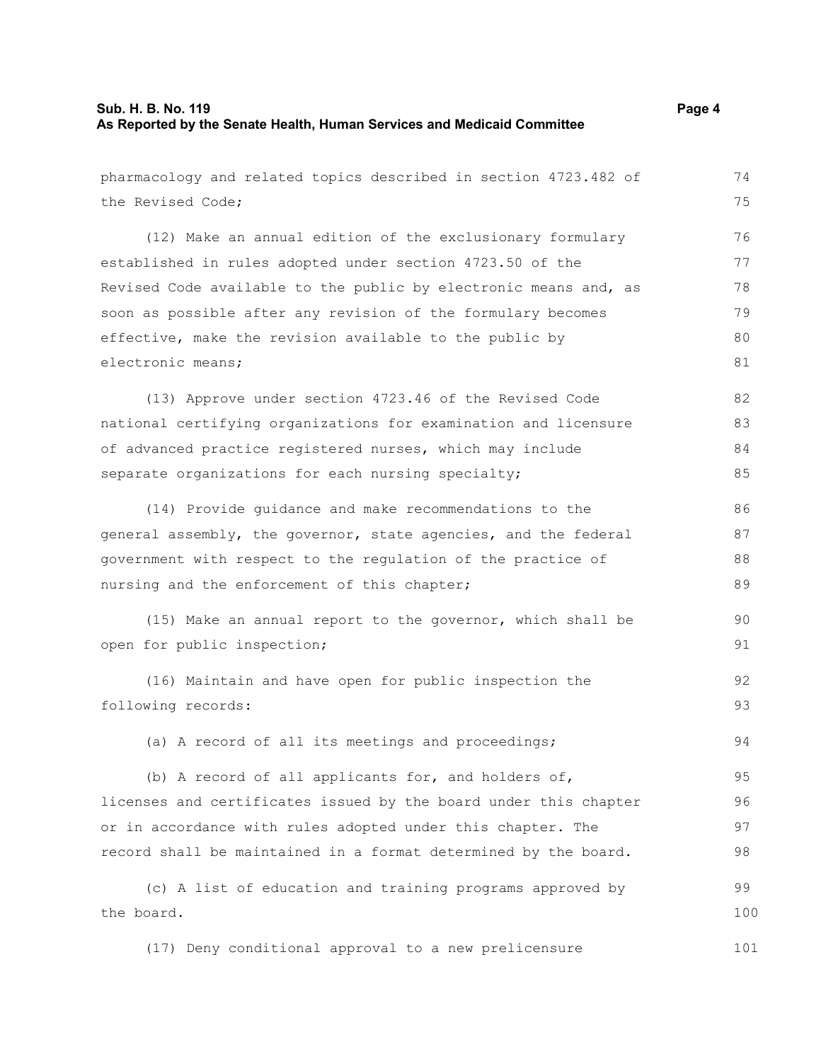pharmacology and related topics described in section 4723.482 of the Revised Code;

(12) Make an annual edition of the exclusionary formulary established in rules adopted under section 4723.50 of the Revised Code available to the public by electronic means and, as soon as possible after any revision of the formulary becomes effective, make the revision available to the public by electronic means;

(13) Approve under section 4723.46 of the Revised Code national certifying organizations for examination and licensure of advanced practice registered nurses, which may include separate organizations for each nursing specialty;

(14) Provide guidance and make recommendations to the general assembly, the governor, state agencies, and the federal government with respect to the regulation of the practice of nursing and the enforcement of this chapter;

(15) Make an annual report to the governor, which shall be open for public inspection;

(16) Maintain and have open for public inspection the following records:

(a) A record of all its meetings and proceedings;

(b) A record of all applicants for, and holders of, licenses and certificates issued by the board under this chapter or in accordance with rules adopted under this chapter. The record shall be maintained in a format determined by the board.

(c) A list of education and training programs approved by the board.

(17) Deny conditional approval to a new prelicensure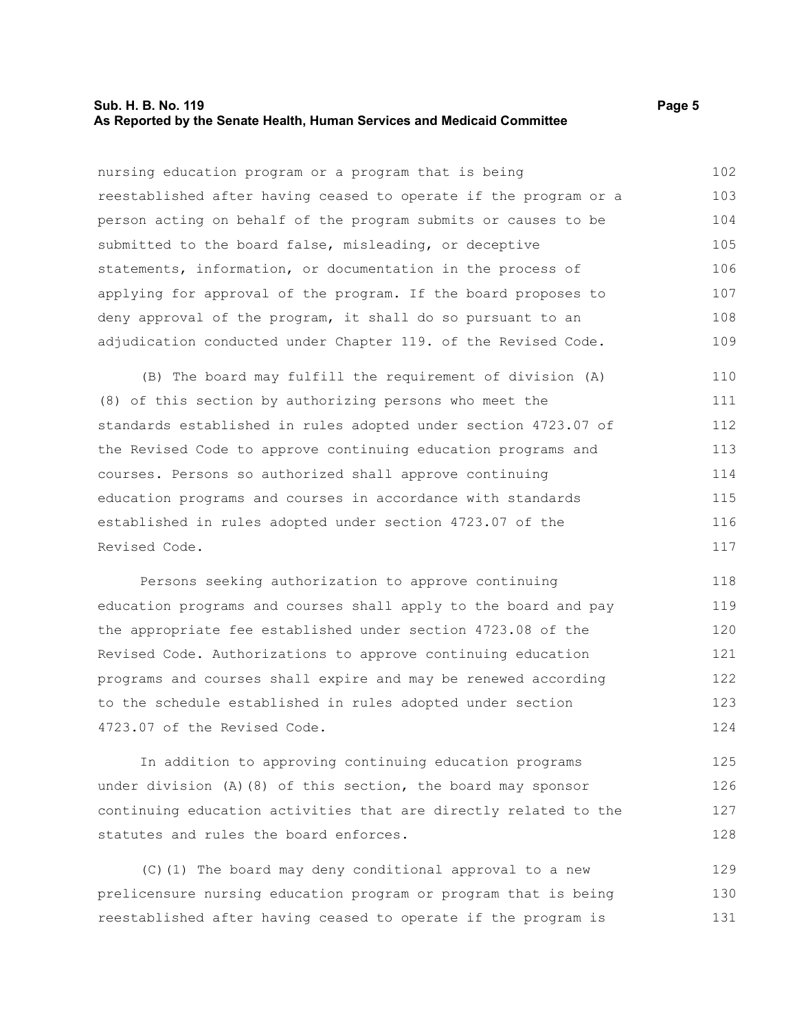nursing education program or a program that is being reestablished after having ceased to operate if the program or a person acting on behalf of the program submits or causes to be submitted to the board false, misleading, or deceptive statements, information, or documentation in the process of applying for approval of the program. If the board proposes to deny approval of the program, it shall do so pursuant to an adjudication conducted under Chapter 119. of the Revised Code.

(B) The board may fulfill the requirement of division (A)(8) of this section by authorizing persons who meet the standards established in rules adopted under section 4723.07 of the Revised Code to approve continuing education programs and courses. Persons so authorized shall approve continuing education programs and courses in accordance with standards established in rules adopted under section 4723.07 of the Revised Code.

Persons seeking authorization to approve continuing education programs and courses shall apply to the board and pay the appropriate fee established under section 4723.08 of the Revised Code. Authorizations to approve continuing education programs and courses shall expire and may be renewed according to the schedule established in rules adopted under section 4723.07 of the Revised Code.

In addition to approving continuing education programs under division (A)(8) of this section, the board may sponsor continuing education activities that are directly related to the statutes and rules the board enforces.

(C)(1) The board may deny conditional approval to a new prelicensure nursing education program or program that is being reestablished after having ceased to operate if the program is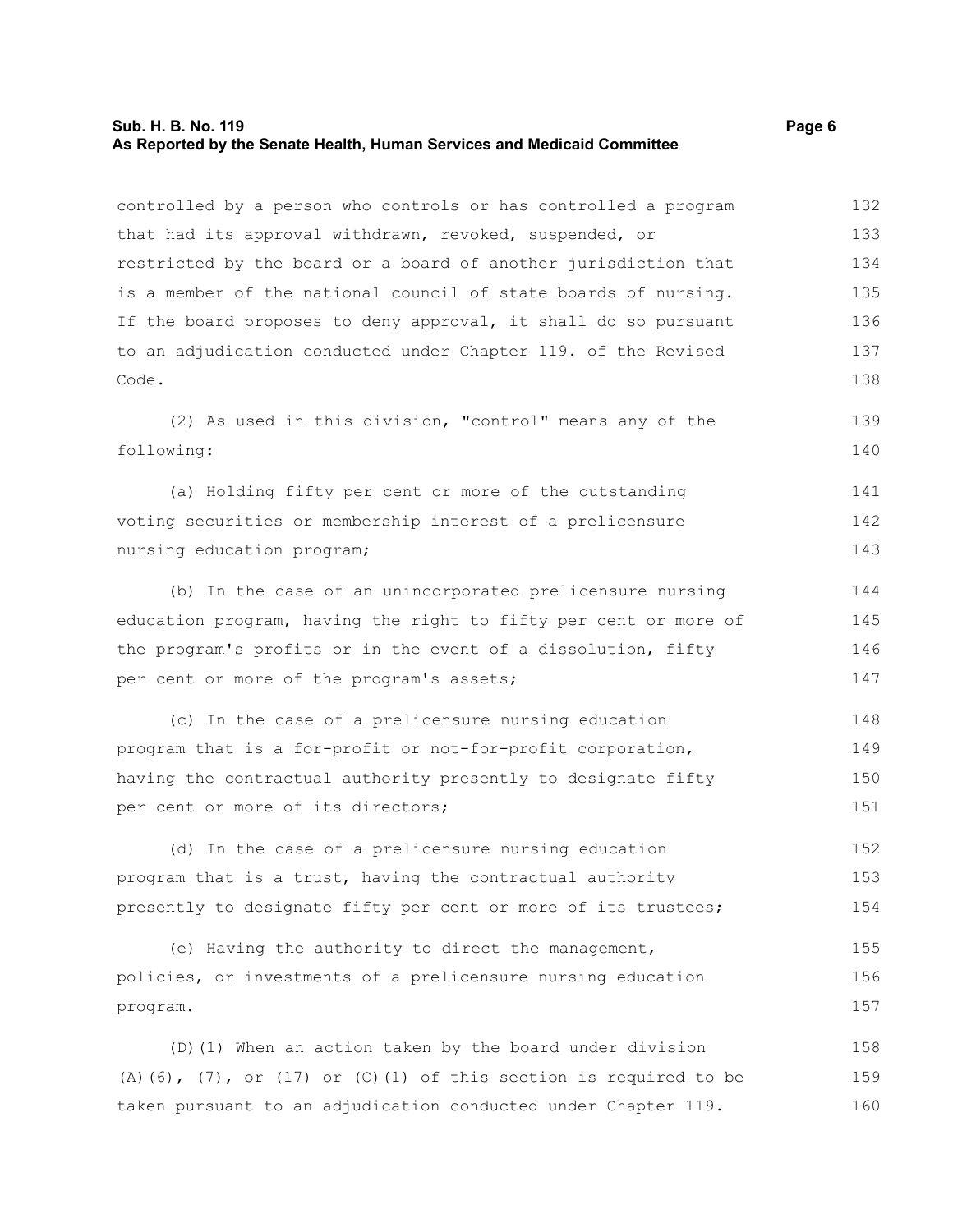controlled by a person who controls or has controlled a program that had its approval withdrawn, revoked, suspended, or restricted by the board or a board of another jurisdiction that is a member of the national council of state boards of nursing. If the board proposes to deny approval, it shall do so pursuant to an adjudication conducted under Chapter 119. of the Revised Code.

(2) As used in this division, "control" means any of the following:

(a) Holding fifty per cent or more of the outstanding voting securities or membership interest of a prelicensure nursing education program;

(b) In the case of an unincorporated prelicensure nursing education program, having the right to fifty per cent or more of the program's profits or in the event of a dissolution, fifty per cent or more of the program's assets;

(c) In the case of a prelicensure nursing education program that is a for-profit or not-for-profit corporation, having the contractual authority presently to designate fifty per cent or more of its directors;

(d) In the case of a prelicensure nursing education program that is a trust, having the contractual authority presently to designate fifty per cent or more of its trustees;

(e) Having the authority to direct the management, policies, or investments of a prelicensure nursing education program.

(D)(1) When an action taken by the board under division (A)(6), (7), or (17) or (C)(1) of this section is required to be taken pursuant to an adjudication conducted under Chapter 119.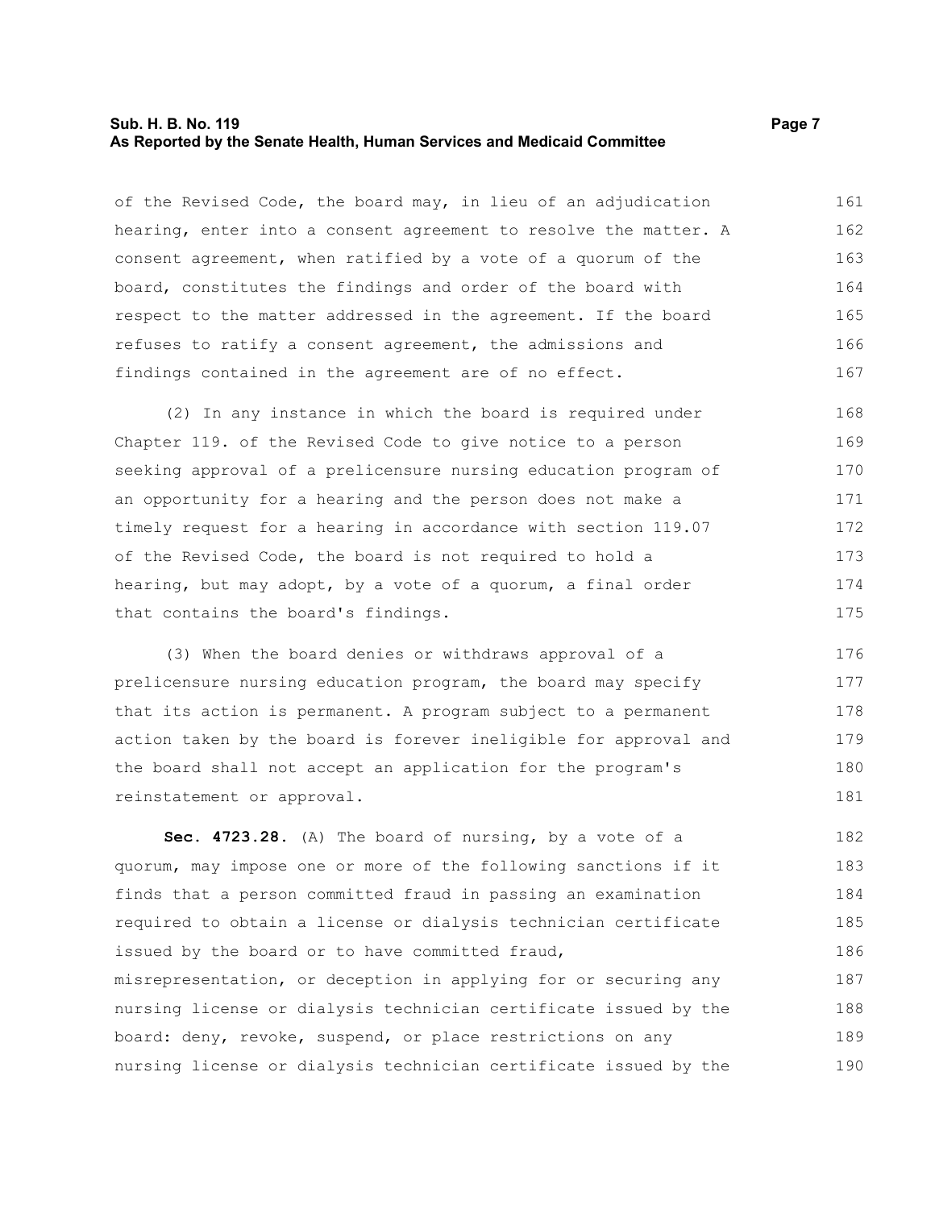of the Revised Code, the board may, in lieu of an adjudication hearing, enter into a consent agreement to resolve the matter. A consent agreement, when ratified by a vote of a quorum of the board, constitutes the findings and order of the board with respect to the matter addressed in the agreement. If the board refuses to ratify a consent agreement, the admissions and findings contained in the agreement are of no effect.

(2) In any instance in which the board is required under Chapter 119. of the Revised Code to give notice to a person seeking approval of a prelicensure nursing education program of an opportunity for a hearing and the person does not make a timely request for a hearing in accordance with section 119.07 of the Revised Code, the board is not required to hold a hearing, but may adopt, by a vote of a quorum, a final order that contains the board's findings.

(3) When the board denies or withdraws approval of a prelicensure nursing education program, the board may specify that its action is permanent. A program subject to a permanent action taken by the board is forever ineligible for approval and the board shall not accept an application for the program's reinstatement or approval.

**Sec. 4723.28.** (A) The board of nursing, by a vote of a quorum, may impose one or more of the following sanctions if it finds that a person committed fraud in passing an examination required to obtain a license or dialysis technician certificate issued by the board or to have committed fraud, misrepresentation, or deception in applying for or securing any nursing license or dialysis technician certificate issued by the board: deny, revoke, suspend, or place restrictions on any nursing license or dialysis technician certificate issued by the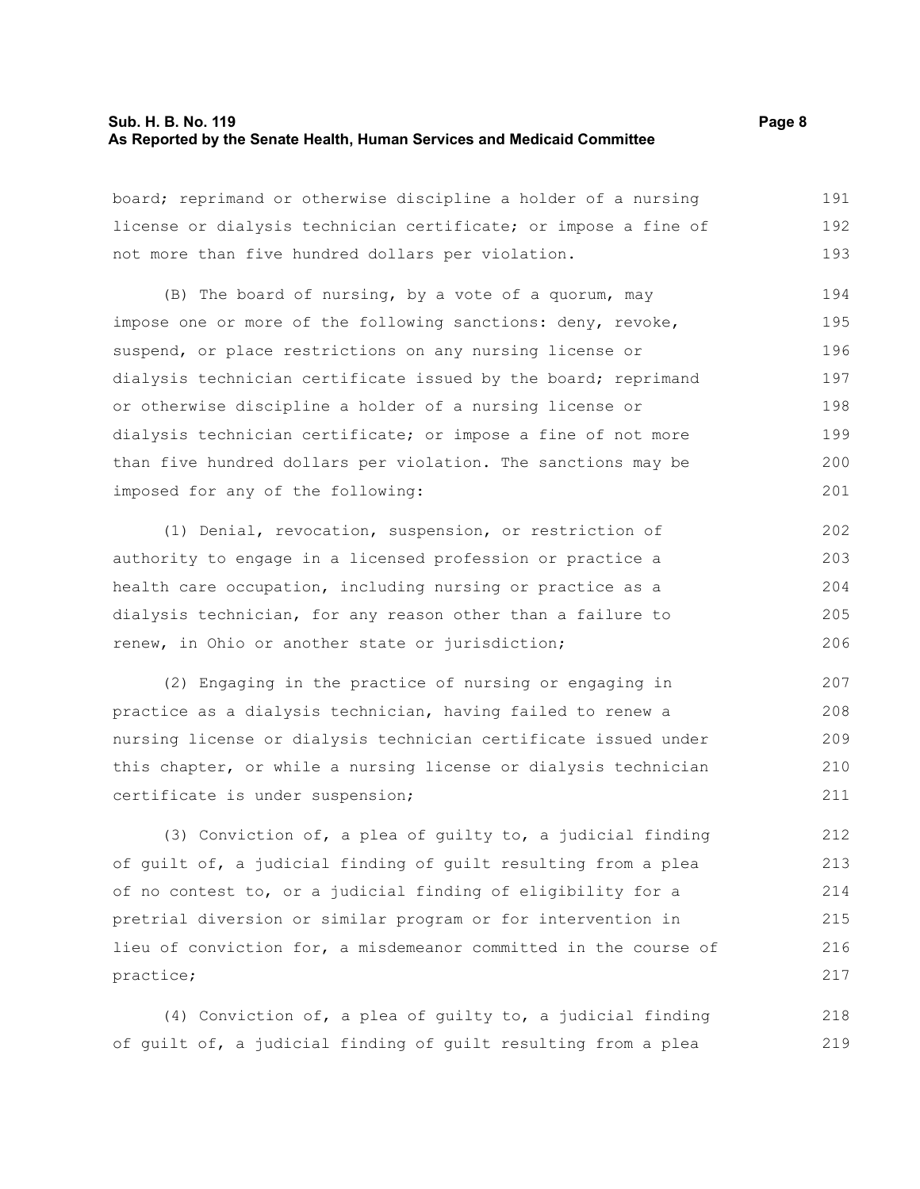board; reprimand or otherwise discipline a holder of a nursing license or dialysis technician certificate; or impose a fine of not more than five hundred dollars per violation.

(B) The board of nursing, by a vote of a quorum, may impose one or more of the following sanctions: deny, revoke, suspend, or place restrictions on any nursing license or dialysis technician certificate issued by the board; reprimand or otherwise discipline a holder of a nursing license or dialysis technician certificate; or impose a fine of not more than five hundred dollars per violation. The sanctions may be imposed for any of the following:

(1) Denial, revocation, suspension, or restriction of authority to engage in a licensed profession or practice a health care occupation, including nursing or practice as a dialysis technician, for any reason other than a failure to renew, in Ohio or another state or jurisdiction;

(2) Engaging in the practice of nursing or engaging in practice as a dialysis technician, having failed to renew a nursing license or dialysis technician certificate issued under this chapter, or while a nursing license or dialysis technician certificate is under suspension;

(3) Conviction of, a plea of guilty to, a judicial finding of guilt of, a judicial finding of guilt resulting from a plea of no contest to, or a judicial finding of eligibility for a pretrial diversion or similar program or for intervention in lieu of conviction for, a misdemeanor committed in the course of practice;

(4) Conviction of, a plea of guilty to, a judicial finding of guilt of, a judicial finding of guilt resulting from a plea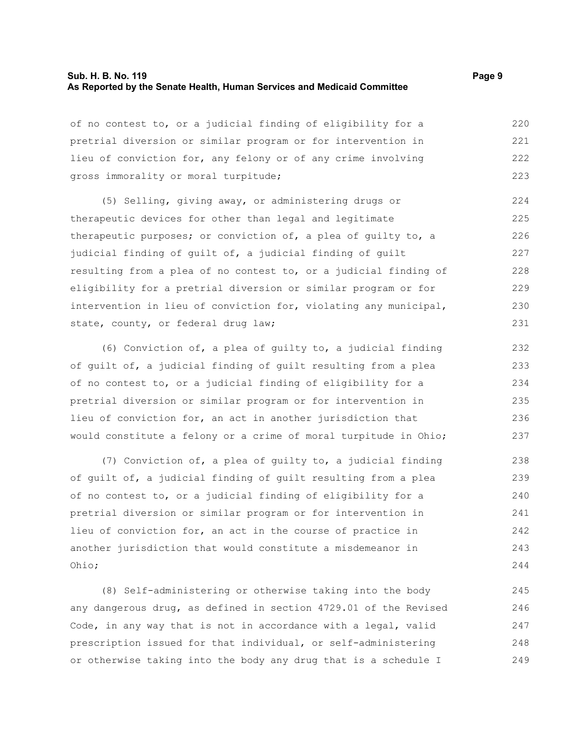of no contest to, or a judicial finding of eligibility for a pretrial diversion or similar program or for intervention in lieu of conviction for, any felony or of any crime involving gross immorality or moral turpitude;

(5) Selling, giving away, or administering drugs or therapeutic devices for other than legal and legitimate therapeutic purposes; or conviction of, a plea of guilty to, a judicial finding of guilt of, a judicial finding of guilt resulting from a plea of no contest to, or a judicial finding of eligibility for a pretrial diversion or similar program or for intervention in lieu of conviction for, violating any municipal, state, county, or federal drug law;

(6) Conviction of, a plea of guilty to, a judicial finding of guilt of, a judicial finding of guilt resulting from a plea of no contest to, or a judicial finding of eligibility for a pretrial diversion or similar program or for intervention in lieu of conviction for, an act in another jurisdiction that would constitute a felony or a crime of moral turpitude in Ohio;

(7) Conviction of, a plea of guilty to, a judicial finding of guilt of, a judicial finding of guilt resulting from a plea of no contest to, or a judicial finding of eligibility for a pretrial diversion or similar program or for intervention in lieu of conviction for, an act in the course of practice in another jurisdiction that would constitute a misdemeanor in Ohio;

(8) Self-administering or otherwise taking into the body any dangerous drug, as defined in section 4729.01 of the Revised Code, in any way that is not in accordance with a legal, valid prescription issued for that individual, or self-administering or otherwise taking into the body any drug that is a schedule I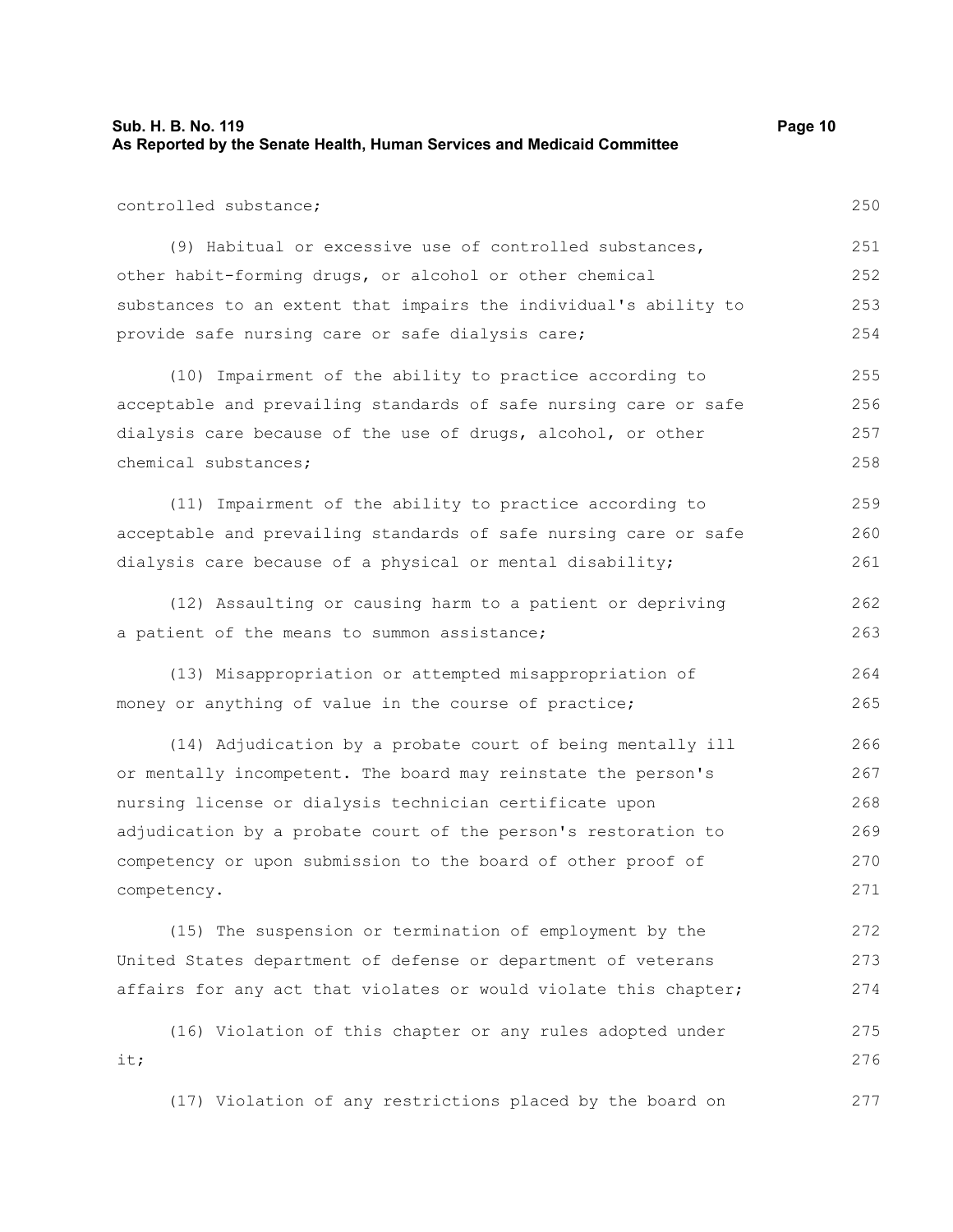controlled substance;

(9) Habitual or excessive use of controlled substances, other habit-forming drugs, or alcohol or other chemical substances to an extent that impairs the individual's ability to provide safe nursing care or safe dialysis care;

(10) Impairment of the ability to practice according to acceptable and prevailing standards of safe nursing care or safe dialysis care because of the use of drugs, alcohol, or other chemical substances;

(11) Impairment of the ability to practice according to acceptable and prevailing standards of safe nursing care or safe dialysis care because of a physical or mental disability;

(12) Assaulting or causing harm to a patient or depriving a patient of the means to summon assistance;

(13) Misappropriation or attempted misappropriation of money or anything of value in the course of practice;

(14) Adjudication by a probate court of being mentally ill or mentally incompetent. The board may reinstate the person's nursing license or dialysis technician certificate upon adjudication by a probate court of the person's restoration to competency or upon submission to the board of other proof of competency.

(15) The suspension or termination of employment by the United States department of defense or department of veterans affairs for any act that violates or would violate this chapter;

(16) Violation of this chapter or any rules adopted under it;

(17) Violation of any restrictions placed by the board on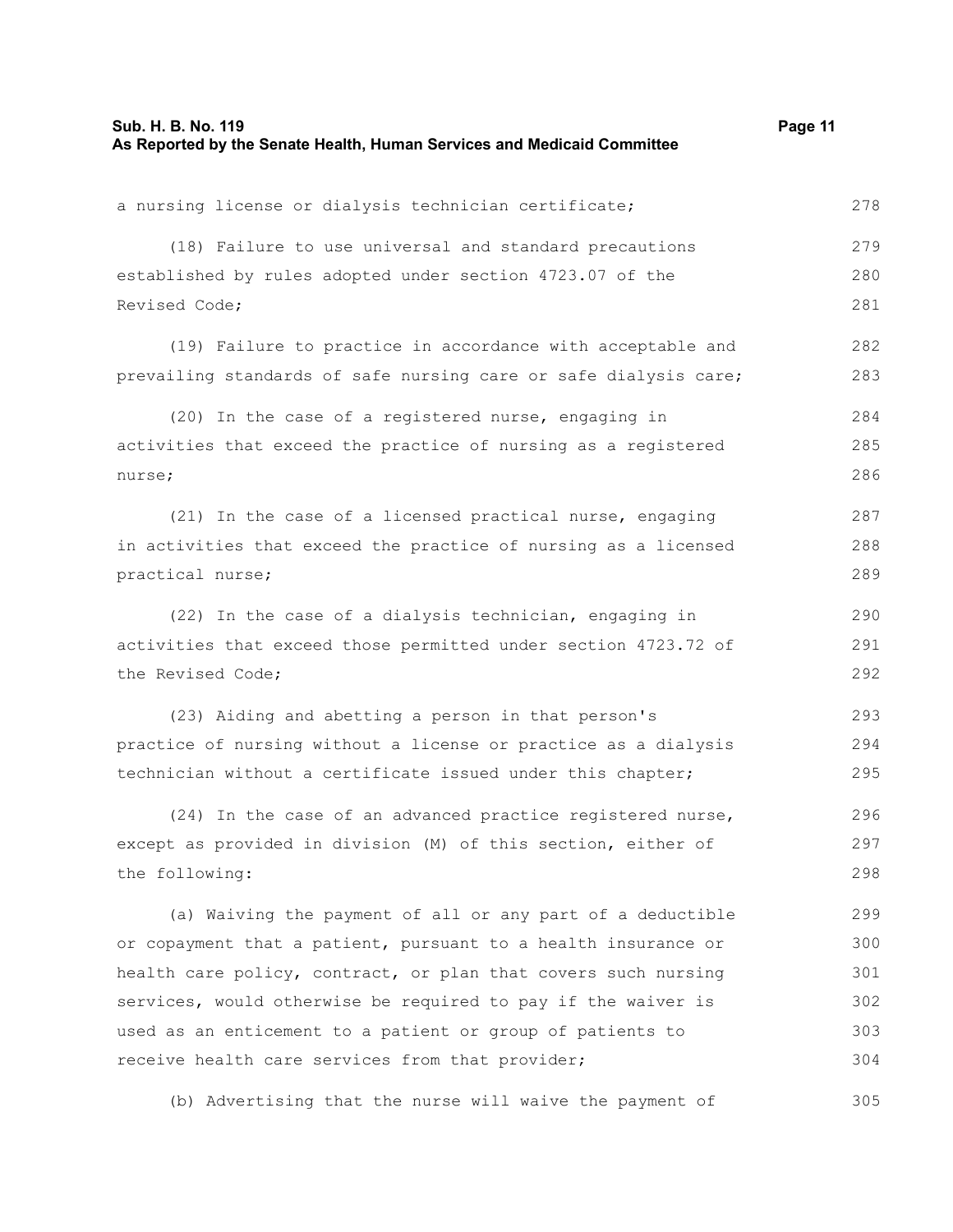a nursing license or dialysis technician certificate;

(18) Failure to use universal and standard precautions established by rules adopted under section 4723.07 of the Revised Code;

(19) Failure to practice in accordance with acceptable and prevailing standards of safe nursing care or safe dialysis care;

(20) In the case of a registered nurse, engaging in activities that exceed the practice of nursing as a registered nurse;

(21) In the case of a licensed practical nurse, engaging in activities that exceed the practice of nursing as a licensed practical nurse;

(22) In the case of a dialysis technician, engaging in activities that exceed those permitted under section 4723.72 of the Revised Code;

(23) Aiding and abetting a person in that person's practice of nursing without a license or practice as a dialysis technician without a certificate issued under this chapter;

(24) In the case of an advanced practice registered nurse, except as provided in division (M) of this section, either of the following:

(a) Waiving the payment of all or any part of a deductible or copayment that a patient, pursuant to a health insurance or health care policy, contract, or plan that covers such nursing services, would otherwise be required to pay if the waiver is used as an enticement to a patient or group of patients to receive health care services from that provider;

(b) Advertising that the nurse will waive the payment of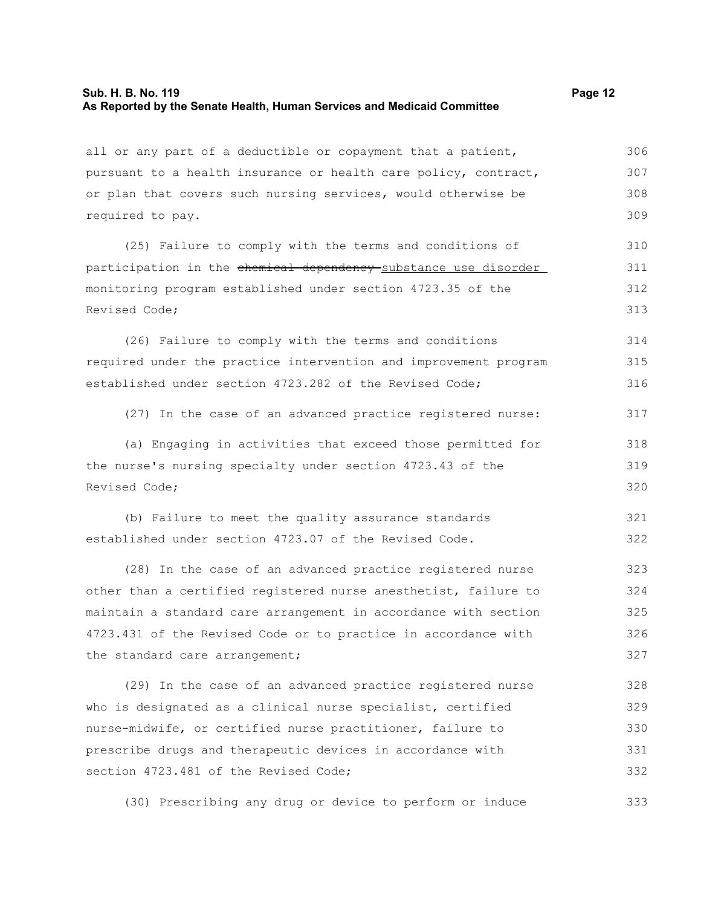all or any part of a deductible or copayment that a patient, pursuant to a health insurance or health care policy, contract, or plan that covers such nursing services, would otherwise be required to pay.

(25) Failure to comply with the terms and conditions of participation in the ~~chemical dependency~~ substance use disorder monitoring program established under section 4723.35 of the Revised Code;

(26) Failure to comply with the terms and conditions required under the practice intervention and improvement program established under section 4723.282 of the Revised Code;

(27) In the case of an advanced practice registered nurse:

(a) Engaging in activities that exceed those permitted for the nurse's nursing specialty under section 4723.43 of the Revised Code;

(b) Failure to meet the quality assurance standards established under section 4723.07 of the Revised Code.

(28) In the case of an advanced practice registered nurse other than a certified registered nurse anesthetist, failure to maintain a standard care arrangement in accordance with section 4723.431 of the Revised Code or to practice in accordance with the standard care arrangement;

(29) In the case of an advanced practice registered nurse who is designated as a clinical nurse specialist, certified nurse-midwife, or certified nurse practitioner, failure to prescribe drugs and therapeutic devices in accordance with section 4723.481 of the Revised Code;

(30) Prescribing any drug or device to perform or induce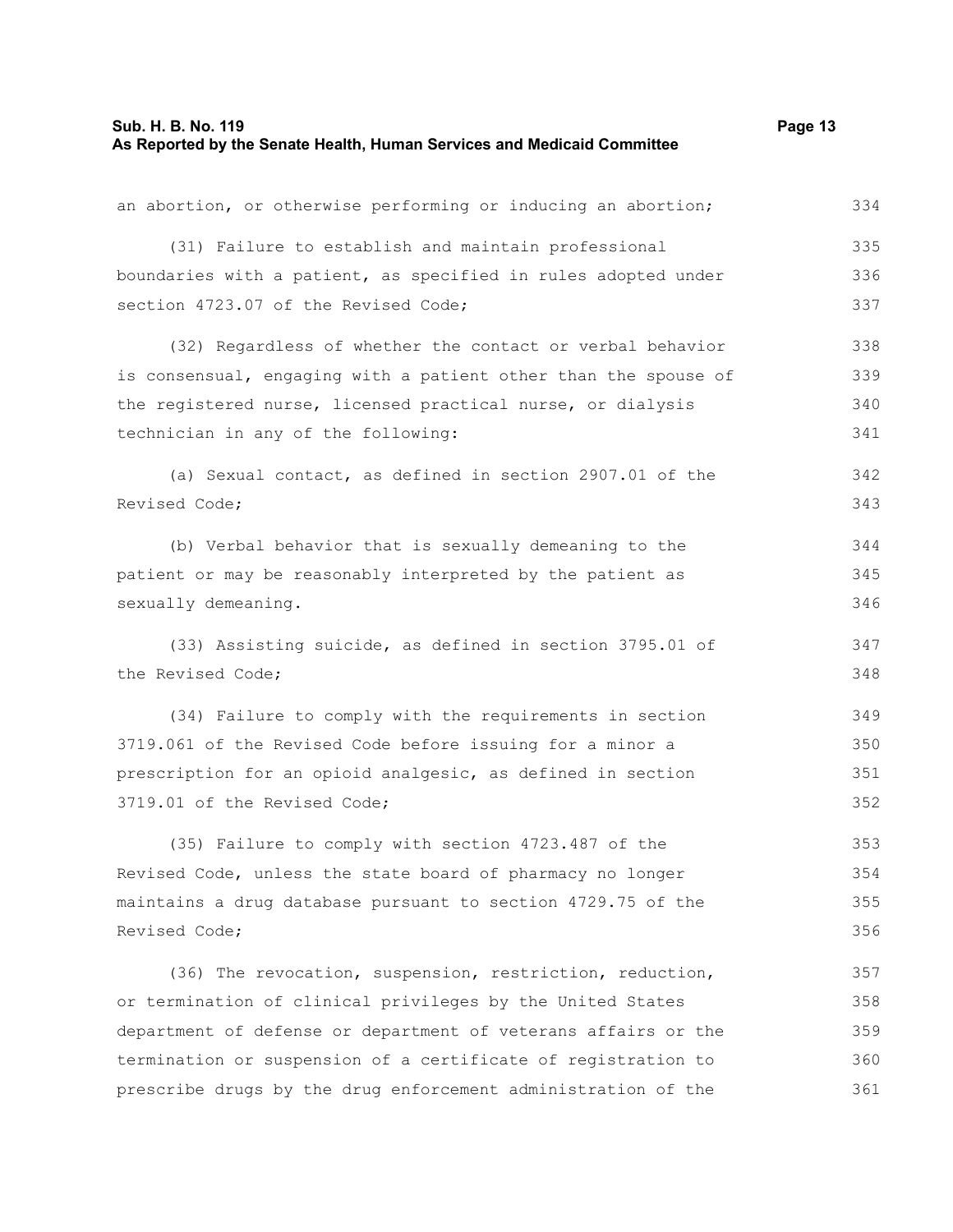an abortion, or otherwise performing or inducing an abortion;

(31) Failure to establish and maintain professional boundaries with a patient, as specified in rules adopted under section 4723.07 of the Revised Code;

(32) Regardless of whether the contact or verbal behavior is consensual, engaging with a patient other than the spouse of the registered nurse, licensed practical nurse, or dialysis technician in any of the following:

(a) Sexual contact, as defined in section 2907.01 of the Revised Code;

(b) Verbal behavior that is sexually demeaning to the patient or may be reasonably interpreted by the patient as sexually demeaning.

(33) Assisting suicide, as defined in section 3795.01 of the Revised Code;

(34) Failure to comply with the requirements in section 3719.061 of the Revised Code before issuing for a minor a prescription for an opioid analgesic, as defined in section 3719.01 of the Revised Code;

(35) Failure to comply with section 4723.487 of the Revised Code, unless the state board of pharmacy no longer maintains a drug database pursuant to section 4729.75 of the Revised Code;

(36) The revocation, suspension, restriction, reduction, or termination of clinical privileges by the United States department of defense or department of veterans affairs or the termination or suspension of a certificate of registration to prescribe drugs by the drug enforcement administration of the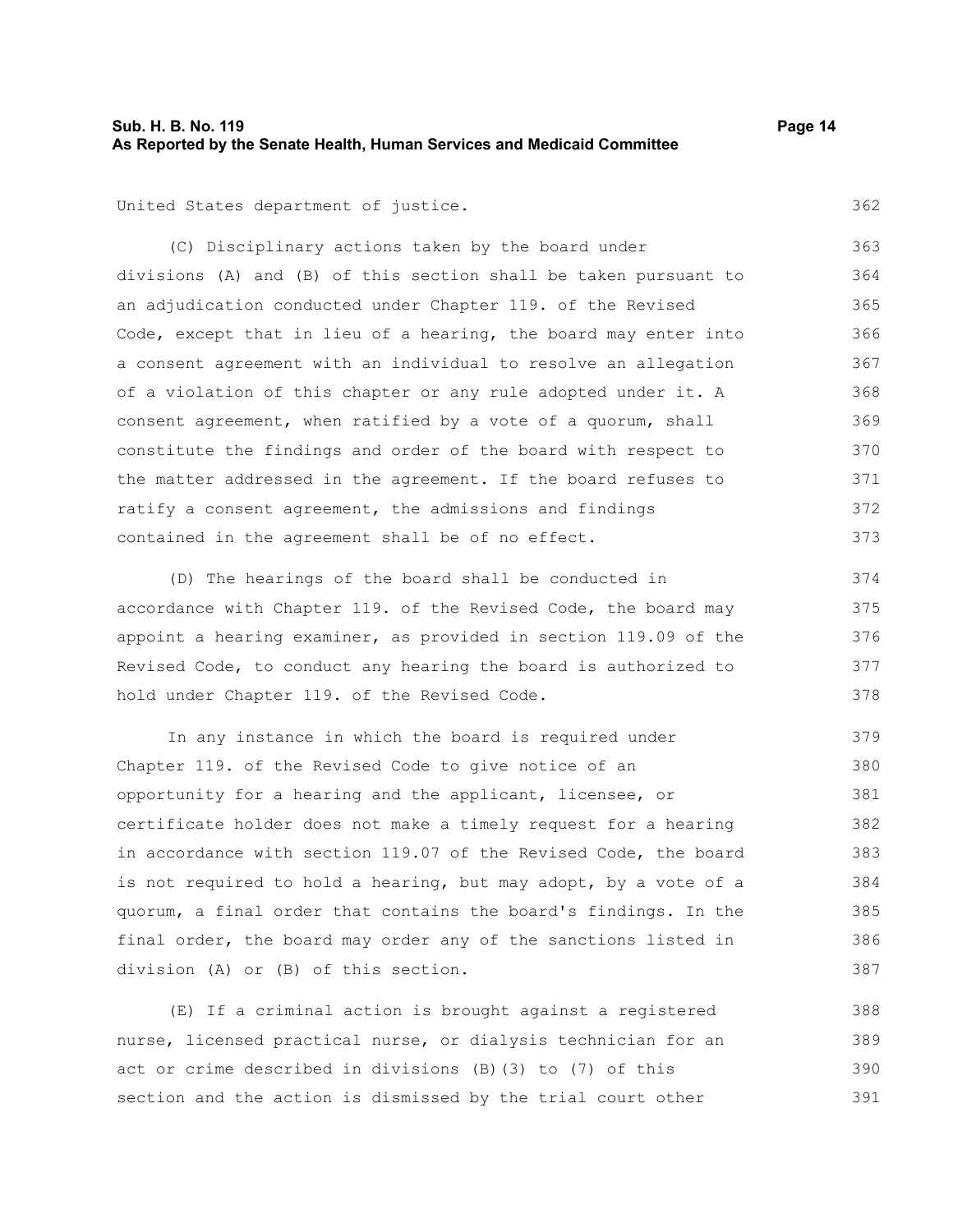United States department of justice.

(C) Disciplinary actions taken by the board under divisions (A) and (B) of this section shall be taken pursuant to an adjudication conducted under Chapter 119. of the Revised Code, except that in lieu of a hearing, the board may enter into a consent agreement with an individual to resolve an allegation of a violation of this chapter or any rule adopted under it. A consent agreement, when ratified by a vote of a quorum, shall constitute the findings and order of the board with respect to the matter addressed in the agreement. If the board refuses to ratify a consent agreement, the admissions and findings contained in the agreement shall be of no effect.

(D) The hearings of the board shall be conducted in accordance with Chapter 119. of the Revised Code, the board may appoint a hearing examiner, as provided in section 119.09 of the Revised Code, to conduct any hearing the board is authorized to hold under Chapter 119. of the Revised Code.

In any instance in which the board is required under Chapter 119. of the Revised Code to give notice of an opportunity for a hearing and the applicant, licensee, or certificate holder does not make a timely request for a hearing in accordance with section 119.07 of the Revised Code, the board is not required to hold a hearing, but may adopt, by a vote of a quorum, a final order that contains the board's findings. In the final order, the board may order any of the sanctions listed in division (A) or (B) of this section.

(E) If a criminal action is brought against a registered nurse, licensed practical nurse, or dialysis technician for an act or crime described in divisions (B)(3) to (7) of this section and the action is dismissed by the trial court other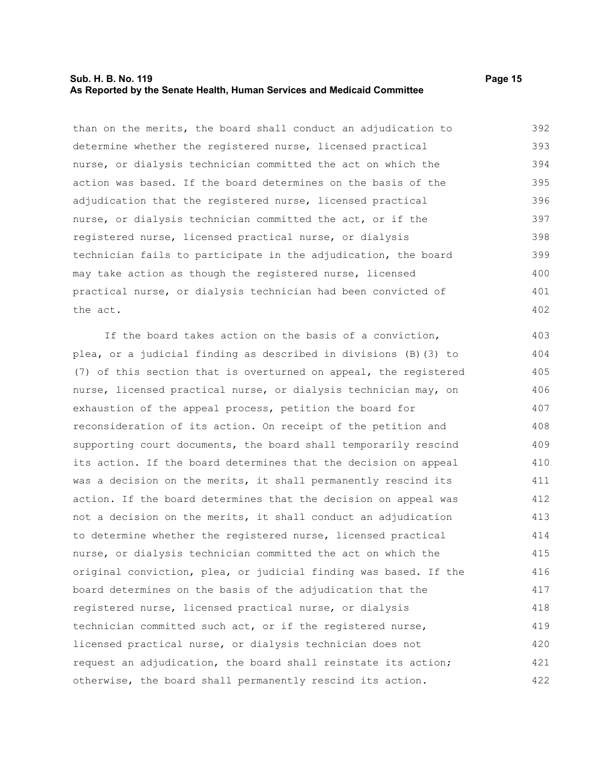than on the merits, the board shall conduct an adjudication to determine whether the registered nurse, licensed practical nurse, or dialysis technician committed the act on which the action was based. If the board determines on the basis of the adjudication that the registered nurse, licensed practical nurse, or dialysis technician committed the act, or if the registered nurse, licensed practical nurse, or dialysis technician fails to participate in the adjudication, the board may take action as though the registered nurse, licensed practical nurse, or dialysis technician had been convicted of the act.

If the board takes action on the basis of a conviction, plea, or a judicial finding as described in divisions (B)(3) to (7) of this section that is overturned on appeal, the registered nurse, licensed practical nurse, or dialysis technician may, on exhaustion of the appeal process, petition the board for reconsideration of its action. On receipt of the petition and supporting court documents, the board shall temporarily rescind its action. If the board determines that the decision on appeal was a decision on the merits, it shall permanently rescind its action. If the board determines that the decision on appeal was not a decision on the merits, it shall conduct an adjudication to determine whether the registered nurse, licensed practical nurse, or dialysis technician committed the act on which the original conviction, plea, or judicial finding was based. If the board determines on the basis of the adjudication that the registered nurse, licensed practical nurse, or dialysis technician committed such act, or if the registered nurse, licensed practical nurse, or dialysis technician does not request an adjudication, the board shall reinstate its action; otherwise, the board shall permanently rescind its action.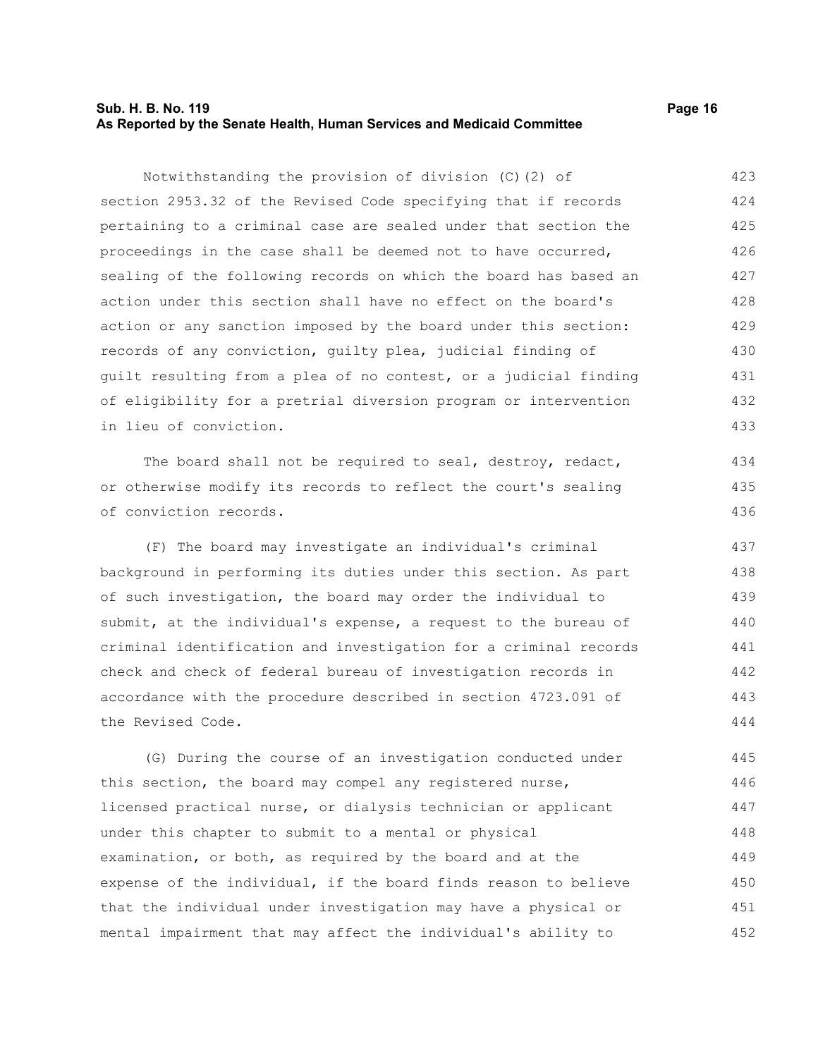Notwithstanding the provision of division (C)(2) of section 2953.32 of the Revised Code specifying that if records pertaining to a criminal case are sealed under that section the proceedings in the case shall be deemed not to have occurred, sealing of the following records on which the board has based an action under this section shall have no effect on the board's action or any sanction imposed by the board under this section: records of any conviction, guilty plea, judicial finding of guilt resulting from a plea of no contest, or a judicial finding of eligibility for a pretrial diversion program or intervention in lieu of conviction.

The board shall not be required to seal, destroy, redact, or otherwise modify its records to reflect the court's sealing of conviction records.

(F) The board may investigate an individual's criminal background in performing its duties under this section. As part of such investigation, the board may order the individual to submit, at the individual's expense, a request to the bureau of criminal identification and investigation for a criminal records check and check of federal bureau of investigation records in accordance with the procedure described in section 4723.091 of the Revised Code.

(G) During the course of an investigation conducted under this section, the board may compel any registered nurse, licensed practical nurse, or dialysis technician or applicant under this chapter to submit to a mental or physical examination, or both, as required by the board and at the expense of the individual, if the board finds reason to believe that the individual under investigation may have a physical or mental impairment that may affect the individual's ability to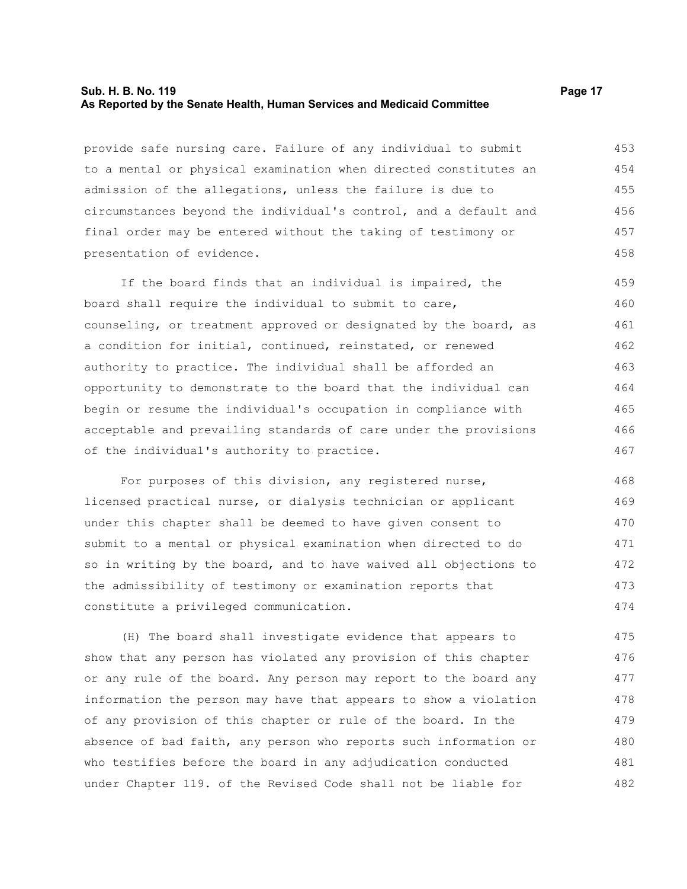provide safe nursing care. Failure of any individual to submit to a mental or physical examination when directed constitutes an admission of the allegations, unless the failure is due to circumstances beyond the individual's control, and a default and final order may be entered without the taking of testimony or presentation of evidence.

If the board finds that an individual is impaired, the board shall require the individual to submit to care, counseling, or treatment approved or designated by the board, as a condition for initial, continued, reinstated, or renewed authority to practice. The individual shall be afforded an opportunity to demonstrate to the board that the individual can begin or resume the individual's occupation in compliance with acceptable and prevailing standards of care under the provisions of the individual's authority to practice.

For purposes of this division, any registered nurse, licensed practical nurse, or dialysis technician or applicant under this chapter shall be deemed to have given consent to submit to a mental or physical examination when directed to do so in writing by the board, and to have waived all objections to the admissibility of testimony or examination reports that constitute a privileged communication.

(H) The board shall investigate evidence that appears to show that any person has violated any provision of this chapter or any rule of the board. Any person may report to the board any information the person may have that appears to show a violation of any provision of this chapter or rule of the board. In the absence of bad faith, any person who reports such information or who testifies before the board in any adjudication conducted under Chapter 119. of the Revised Code shall not be liable for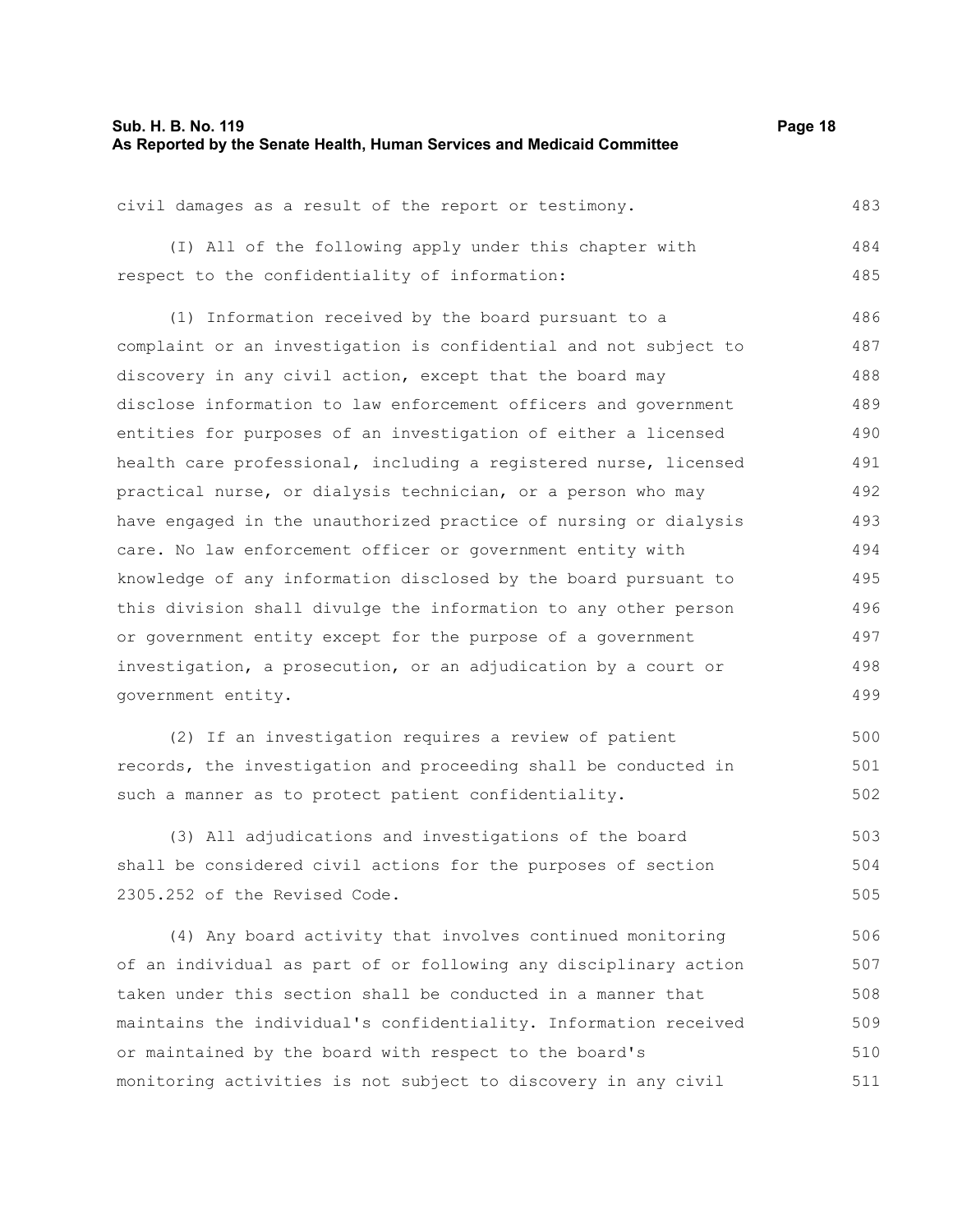civil damages as a result of the report or testimony.

(I) All of the following apply under this chapter with respect to the confidentiality of information:

(1) Information received by the board pursuant to a complaint or an investigation is confidential and not subject to discovery in any civil action, except that the board may disclose information to law enforcement officers and government entities for purposes of an investigation of either a licensed health care professional, including a registered nurse, licensed practical nurse, or dialysis technician, or a person who may have engaged in the unauthorized practice of nursing or dialysis care. No law enforcement officer or government entity with knowledge of any information disclosed by the board pursuant to this division shall divulge the information to any other person or government entity except for the purpose of a government investigation, a prosecution, or an adjudication by a court or government entity.

(2) If an investigation requires a review of patient records, the investigation and proceeding shall be conducted in such a manner as to protect patient confidentiality.

(3) All adjudications and investigations of the board shall be considered civil actions for the purposes of section 2305.252 of the Revised Code.

(4) Any board activity that involves continued monitoring of an individual as part of or following any disciplinary action taken under this section shall be conducted in a manner that maintains the individual's confidentiality. Information received or maintained by the board with respect to the board's monitoring activities is not subject to discovery in any civil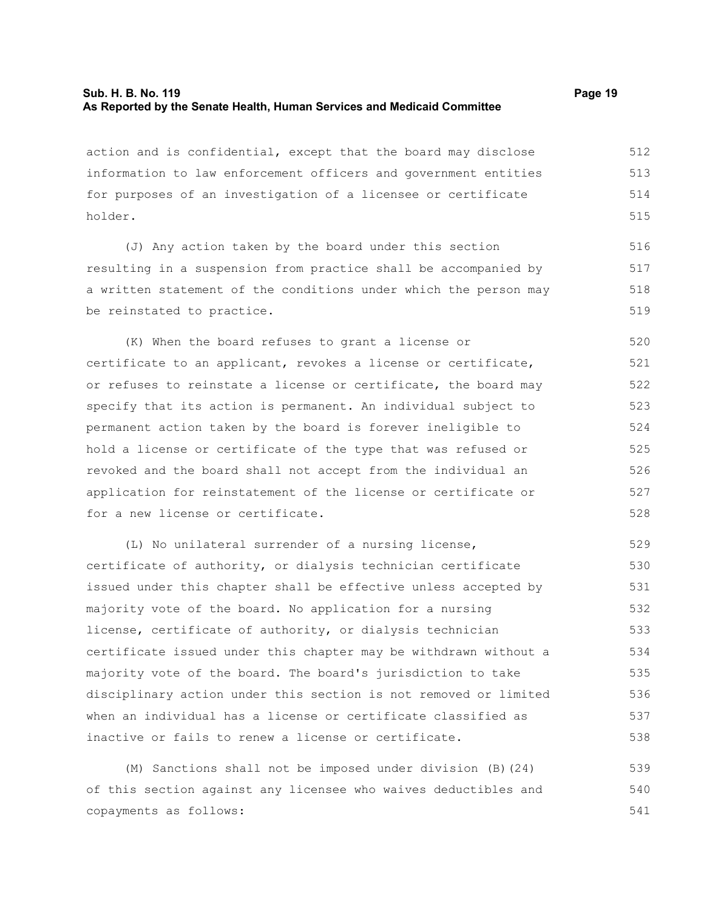action and is confidential, except that the board may disclose information to law enforcement officers and government entities for purposes of an investigation of a licensee or certificate holder.

(J) Any action taken by the board under this section resulting in a suspension from practice shall be accompanied by a written statement of the conditions under which the person may be reinstated to practice.

(K) When the board refuses to grant a license or certificate to an applicant, revokes a license or certificate, or refuses to reinstate a license or certificate, the board may specify that its action is permanent. An individual subject to permanent action taken by the board is forever ineligible to hold a license or certificate of the type that was refused or revoked and the board shall not accept from the individual an application for reinstatement of the license or certificate or for a new license or certificate.

(L) No unilateral surrender of a nursing license, certificate of authority, or dialysis technician certificate issued under this chapter shall be effective unless accepted by majority vote of the board. No application for a nursing license, certificate of authority, or dialysis technician certificate issued under this chapter may be withdrawn without a majority vote of the board. The board's jurisdiction to take disciplinary action under this section is not removed or limited when an individual has a license or certificate classified as inactive or fails to renew a license or certificate.

(M) Sanctions shall not be imposed under division (B)(24) of this section against any licensee who waives deductibles and copayments as follows: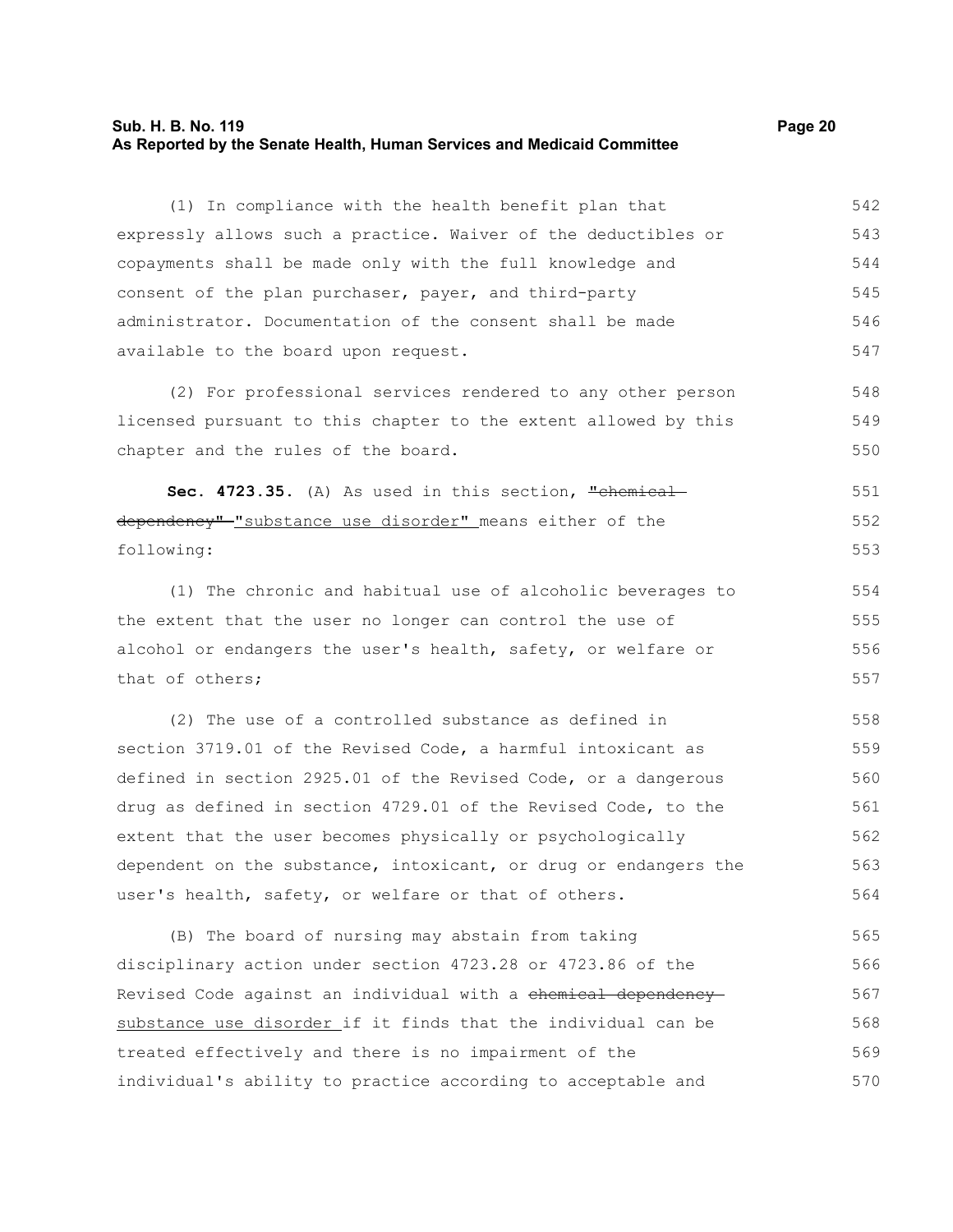(1) In compliance with the health benefit plan that expressly allows such a practice. Waiver of the deductibles or copayments shall be made only with the full knowledge and consent of the plan purchaser, payer, and third-party administrator. Documentation of the consent shall be made available to the board upon request.

(2) For professional services rendered to any other person licensed pursuant to this chapter to the extent allowed by this chapter and the rules of the board.

**Sec. 4723.35.** (A) As used in this section, ~~"chemical dependency"~~ "substance use disorder" means either of the following:

(1) The chronic and habitual use of alcoholic beverages to the extent that the user no longer can control the use of alcohol or endangers the user's health, safety, or welfare or that of others;

(2) The use of a controlled substance as defined in section 3719.01 of the Revised Code, a harmful intoxicant as defined in section 2925.01 of the Revised Code, or a dangerous drug as defined in section 4729.01 of the Revised Code, to the extent that the user becomes physically or psychologically dependent on the substance, intoxicant, or drug or endangers the user's health, safety, or welfare or that of others.

(B) The board of nursing may abstain from taking disciplinary action under section 4723.28 or 4723.86 of the Revised Code against an individual with a ~~chemical dependency~~ substance use disorder if it finds that the individual can be treated effectively and there is no impairment of the individual's ability to practice according to acceptable and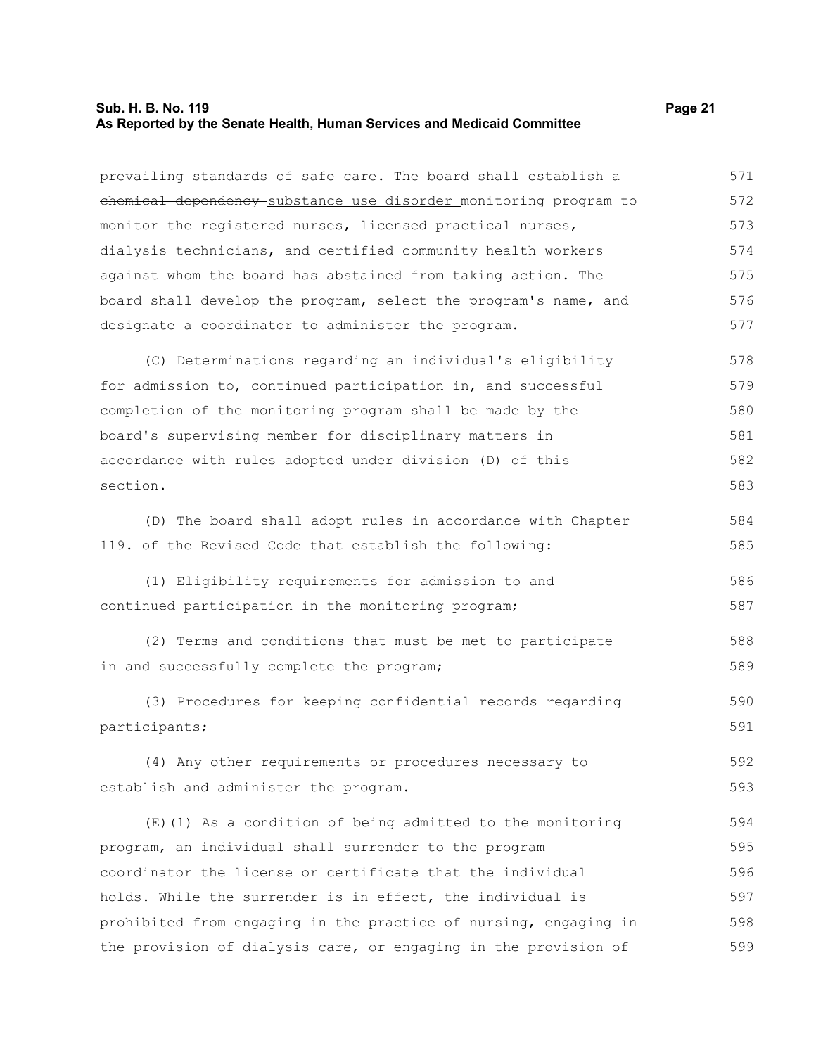prevailing standards of safe care. The board shall establish a ~~chemical dependency~~ substance use disorder monitoring program to monitor the registered nurses, licensed practical nurses, dialysis technicians, and certified community health workers against whom the board has abstained from taking action. The board shall develop the program, select the program's name, and designate a coordinator to administer the program.

(C) Determinations regarding an individual's eligibility for admission to, continued participation in, and successful completion of the monitoring program shall be made by the board's supervising member for disciplinary matters in accordance with rules adopted under division (D) of this section.

(D) The board shall adopt rules in accordance with Chapter 119. of the Revised Code that establish the following:

(1) Eligibility requirements for admission to and continued participation in the monitoring program;

(2) Terms and conditions that must be met to participate in and successfully complete the program;

(3) Procedures for keeping confidential records regarding participants;

(4) Any other requirements or procedures necessary to establish and administer the program.

(E)(1) As a condition of being admitted to the monitoring program, an individual shall surrender to the program coordinator the license or certificate that the individual holds. While the surrender is in effect, the individual is prohibited from engaging in the practice of nursing, engaging in the provision of dialysis care, or engaging in the provision of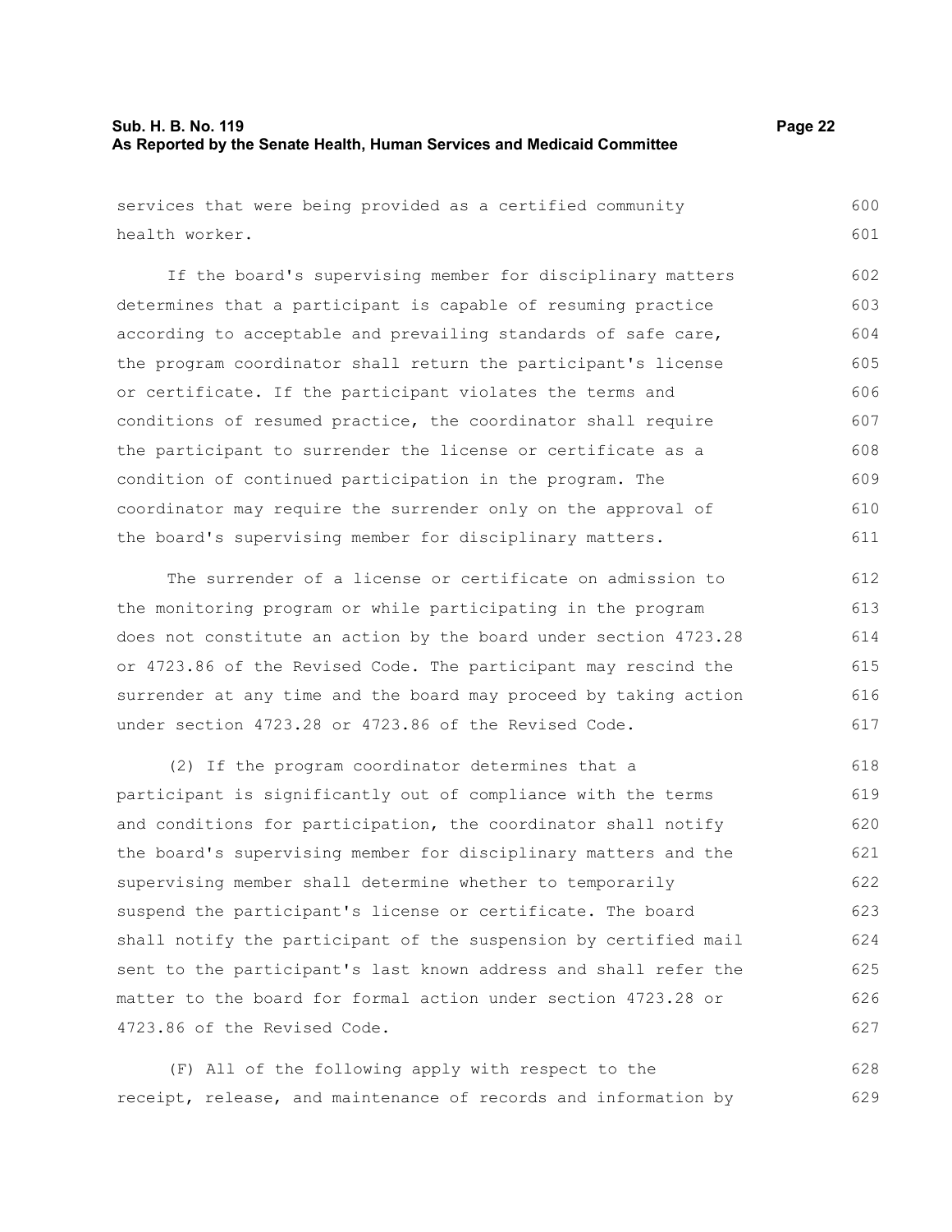services that were being provided as a certified community health worker.

If the board's supervising member for disciplinary matters determines that a participant is capable of resuming practice according to acceptable and prevailing standards of safe care, the program coordinator shall return the participant's license or certificate. If the participant violates the terms and conditions of resumed practice, the coordinator shall require the participant to surrender the license or certificate as a condition of continued participation in the program. The coordinator may require the surrender only on the approval of the board's supervising member for disciplinary matters.

The surrender of a license or certificate on admission to the monitoring program or while participating in the program does not constitute an action by the board under section 4723.28 or 4723.86 of the Revised Code. The participant may rescind the surrender at any time and the board may proceed by taking action under section 4723.28 or 4723.86 of the Revised Code.

(2) If the program coordinator determines that a participant is significantly out of compliance with the terms and conditions for participation, the coordinator shall notify the board's supervising member for disciplinary matters and the supervising member shall determine whether to temporarily suspend the participant's license or certificate. The board shall notify the participant of the suspension by certified mail sent to the participant's last known address and shall refer the matter to the board for formal action under section 4723.28 or 4723.86 of the Revised Code.

(F) All of the following apply with respect to the receipt, release, and maintenance of records and information by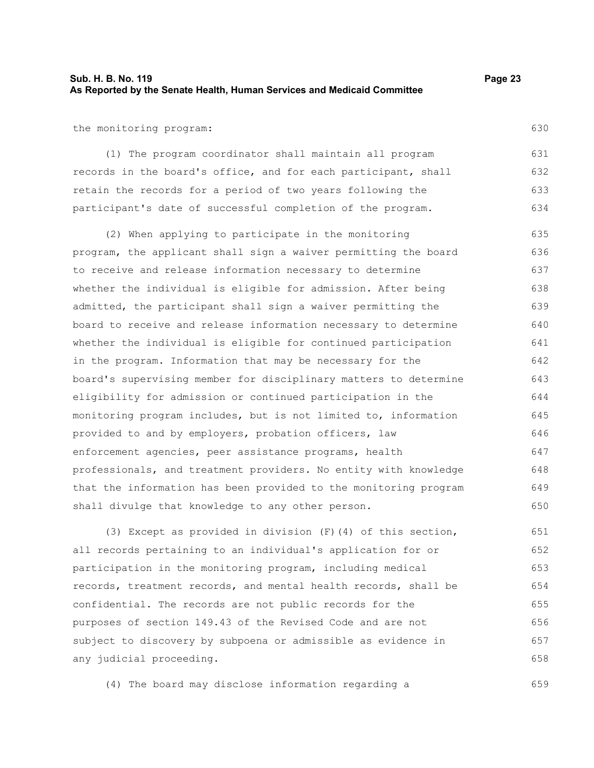the monitoring program:

(1) The program coordinator shall maintain all program records in the board's office, and for each participant, shall retain the records for a period of two years following the participant's date of successful completion of the program.

(2) When applying to participate in the monitoring program, the applicant shall sign a waiver permitting the board to receive and release information necessary to determine whether the individual is eligible for admission. After being admitted, the participant shall sign a waiver permitting the board to receive and release information necessary to determine whether the individual is eligible for continued participation in the program. Information that may be necessary for the board's supervising member for disciplinary matters to determine eligibility for admission or continued participation in the monitoring program includes, but is not limited to, information provided to and by employers, probation officers, law enforcement agencies, peer assistance programs, health professionals, and treatment providers. No entity with knowledge that the information has been provided to the monitoring program shall divulge that knowledge to any other person.

(3) Except as provided in division (F)(4) of this section, all records pertaining to an individual's application for or participation in the monitoring program, including medical records, treatment records, and mental health records, shall be confidential. The records are not public records for the purposes of section 149.43 of the Revised Code and are not subject to discovery by subpoena or admissible as evidence in any judicial proceeding.

(4) The board may disclose information regarding a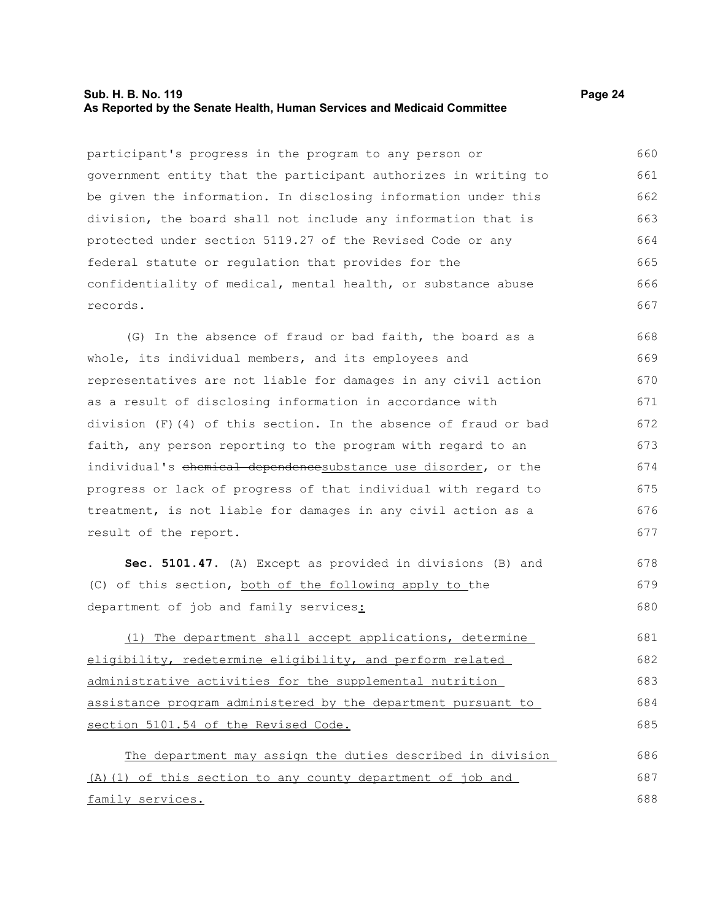participant's progress in the program to any person or government entity that the participant authorizes in writing to be given the information. In disclosing information under this division, the board shall not include any information that is protected under section 5119.27 of the Revised Code or any federal statute or regulation that provides for the confidentiality of medical, mental health, or substance abuse records.

(G) In the absence of fraud or bad faith, the board as a whole, its individual members, and its employees and representatives are not liable for damages in any civil action as a result of disclosing information in accordance with division (F)(4) of this section. In the absence of fraud or bad faith, any person reporting to the program with regard to an individual's ~~chemical dependence~~substance use disorder, or the progress or lack of progress of that individual with regard to treatment, is not liable for damages in any civil action as a result of the report.

**Sec. 5101.47.** (A) Except as provided in divisions (B) and (C) of this section, both of the following apply to the department of job and family services:

(1) The department shall accept applications, determine eligibility, redetermine eligibility, and perform related administrative activities for the supplemental nutrition assistance program administered by the department pursuant to section 5101.54 of the Revised Code.

The department may assign the duties described in division (A)(1) of this section to any county department of job and family services.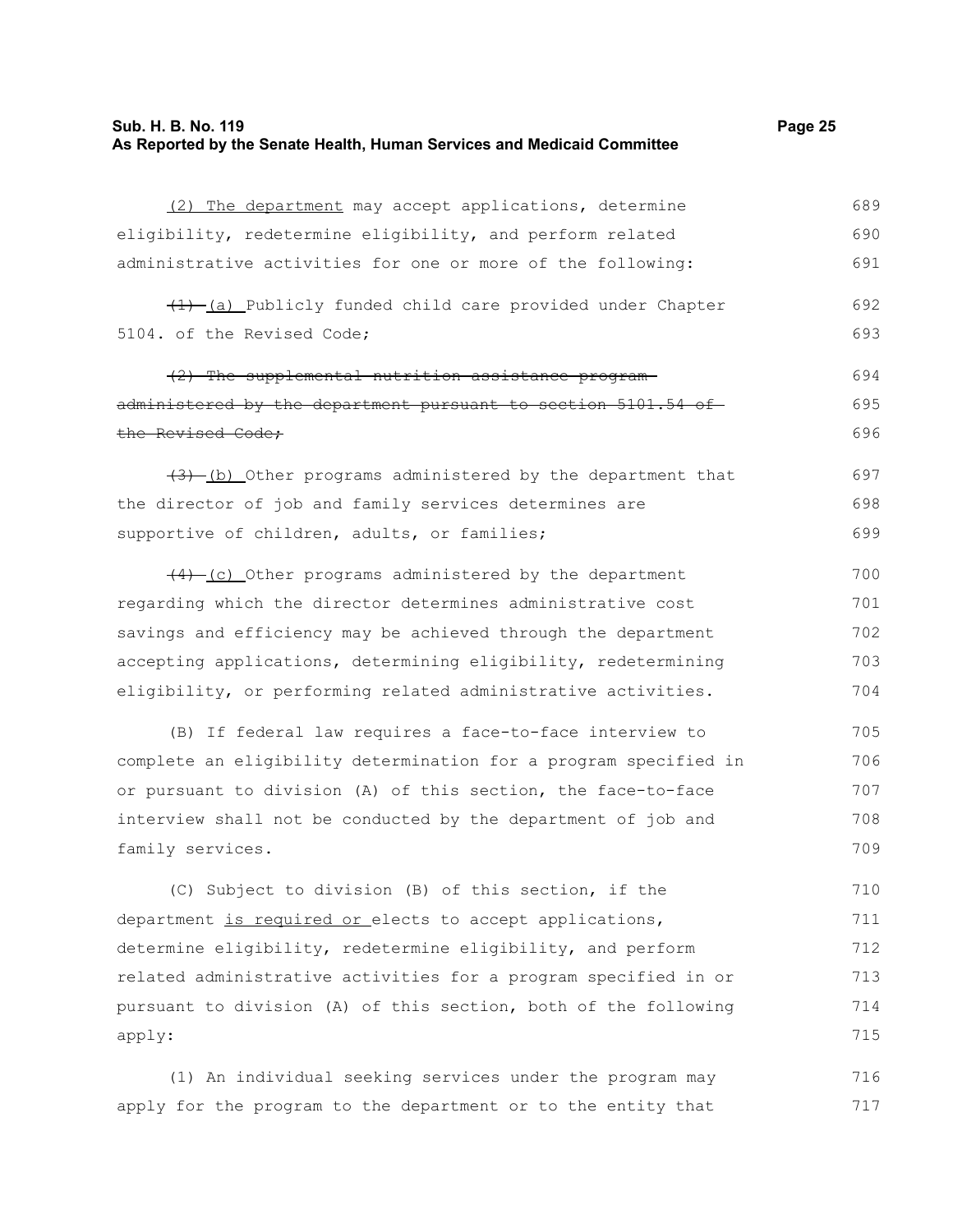(2) The department may accept applications, determine eligibility, redetermine eligibility, and perform related administrative activities for one or more of the following:

~~(1)~~ (a) Publicly funded child care provided under Chapter 5104. of the Revised Code;

~~(2) The supplemental nutrition assistance program administered by the department pursuant to section 5101.54 of the Revised Code;~~

~~(3)~~ (b) Other programs administered by the department that the director of job and family services determines are supportive of children, adults, or families;

~~(4)~~ (c) Other programs administered by the department regarding which the director determines administrative cost savings and efficiency may be achieved through the department accepting applications, determining eligibility, redetermining eligibility, or performing related administrative activities.

(B) If federal law requires a face-to-face interview to complete an eligibility determination for a program specified in or pursuant to division (A) of this section, the face-to-face interview shall not be conducted by the department of job and family services.

(C) Subject to division (B) of this section, if the department is required or elects to accept applications, determine eligibility, redetermine eligibility, and perform related administrative activities for a program specified in or pursuant to division (A) of this section, both of the following apply:

(1) An individual seeking services under the program may apply for the program to the department or to the entity that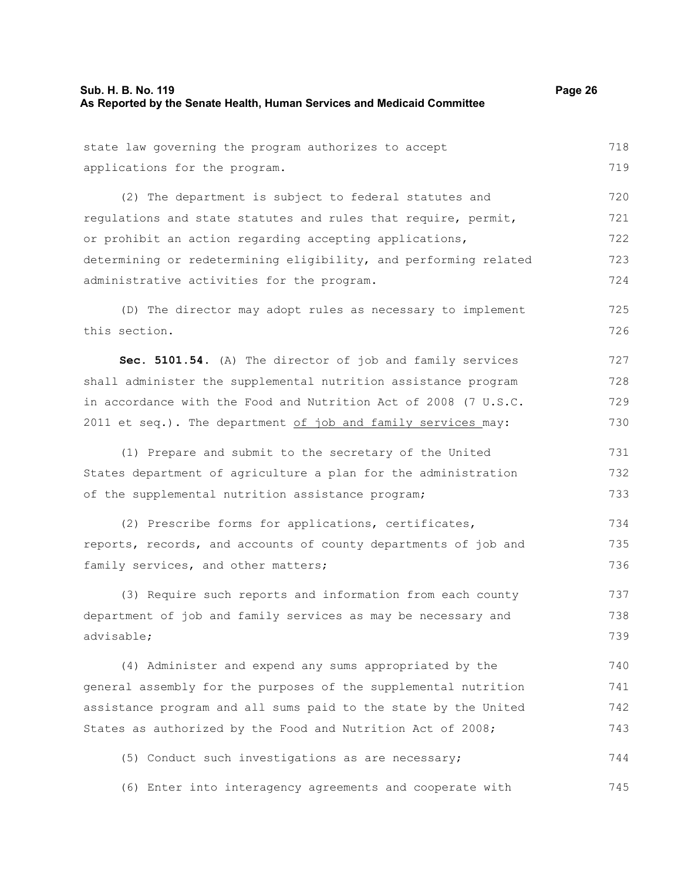state law governing the program authorizes to accept applications for the program.

(2) The department is subject to federal statutes and regulations and state statutes and rules that require, permit, or prohibit an action regarding accepting applications, determining or redetermining eligibility, and performing related administrative activities for the program.

(D) The director may adopt rules as necessary to implement this section.

**Sec. 5101.54.** (A) The director of job and family services shall administer the supplemental nutrition assistance program in accordance with the Food and Nutrition Act of 2008 (7 U.S.C. 2011 et seq.). The department of job and family services may:

(1) Prepare and submit to the secretary of the United States department of agriculture a plan for the administration of the supplemental nutrition assistance program;

(2) Prescribe forms for applications, certificates, reports, records, and accounts of county departments of job and family services, and other matters;

(3) Require such reports and information from each county department of job and family services as may be necessary and advisable;

(4) Administer and expend any sums appropriated by the general assembly for the purposes of the supplemental nutrition assistance program and all sums paid to the state by the United States as authorized by the Food and Nutrition Act of 2008;

(5) Conduct such investigations as are necessary;

(6) Enter into interagency agreements and cooperate with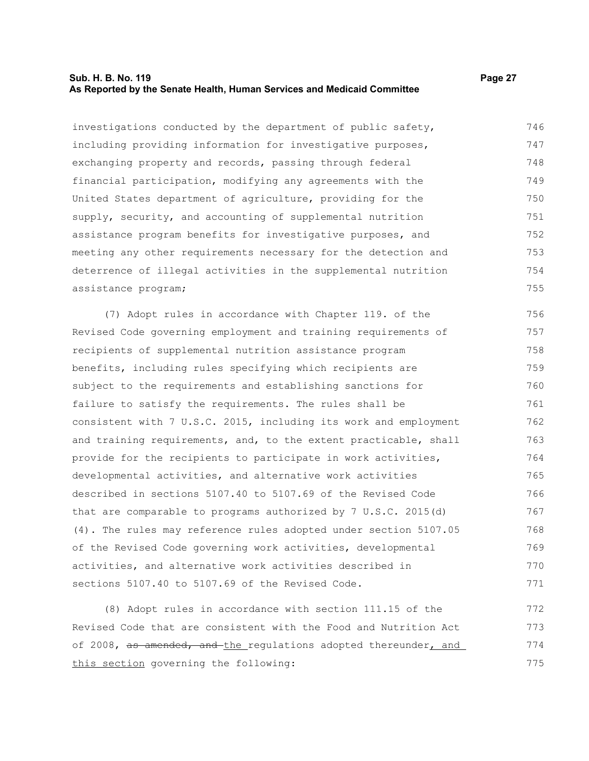investigations conducted by the department of public safety, including providing information for investigative purposes, exchanging property and records, passing through federal financial participation, modifying any agreements with the United States department of agriculture, providing for the supply, security, and accounting of supplemental nutrition assistance program benefits for investigative purposes, and meeting any other requirements necessary for the detection and deterrence of illegal activities in the supplemental nutrition assistance program;

(7) Adopt rules in accordance with Chapter 119. of the Revised Code governing employment and training requirements of recipients of supplemental nutrition assistance program benefits, including rules specifying which recipients are subject to the requirements and establishing sanctions for failure to satisfy the requirements. The rules shall be consistent with 7 U.S.C. 2015, including its work and employment and training requirements, and, to the extent practicable, shall provide for the recipients to participate in work activities, developmental activities, and alternative work activities described in sections 5107.40 to 5107.69 of the Revised Code that are comparable to programs authorized by 7 U.S.C. 2015(d)(4). The rules may reference rules adopted under section 5107.05 of the Revised Code governing work activities, developmental activities, and alternative work activities described in sections 5107.40 to 5107.69 of the Revised Code.

(8) Adopt rules in accordance with section 111.15 of the Revised Code that are consistent with the Food and Nutrition Act of 2008, ~~as amended, and~~ the regulations adopted thereunder, and this section governing the following: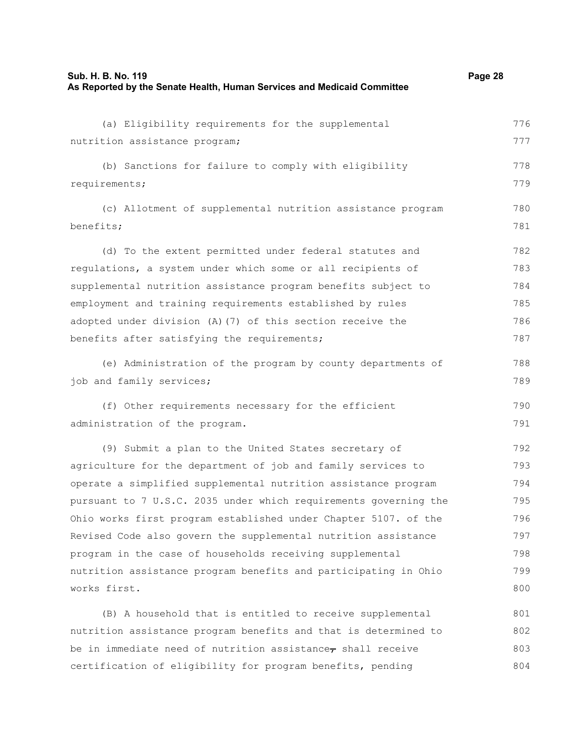(a) Eligibility requirements for the supplemental nutrition assistance program;

(b) Sanctions for failure to comply with eligibility requirements;

(c) Allotment of supplemental nutrition assistance program benefits;

(d) To the extent permitted under federal statutes and regulations, a system under which some or all recipients of supplemental nutrition assistance program benefits subject to employment and training requirements established by rules adopted under division (A)(7) of this section receive the benefits after satisfying the requirements;

(e) Administration of the program by county departments of job and family services;

(f) Other requirements necessary for the efficient administration of the program.

(9) Submit a plan to the United States secretary of agriculture for the department of job and family services to operate a simplified supplemental nutrition assistance program pursuant to 7 U.S.C. 2035 under which requirements governing the Ohio works first program established under Chapter 5107. of the Revised Code also govern the supplemental nutrition assistance program in the case of households receiving supplemental nutrition assistance program benefits and participating in Ohio works first.

(B) A household that is entitled to receive supplemental nutrition assistance program benefits and that is determined to be in immediate need of nutrition assistance~~,~~ shall receive certification of eligibility for program benefits, pending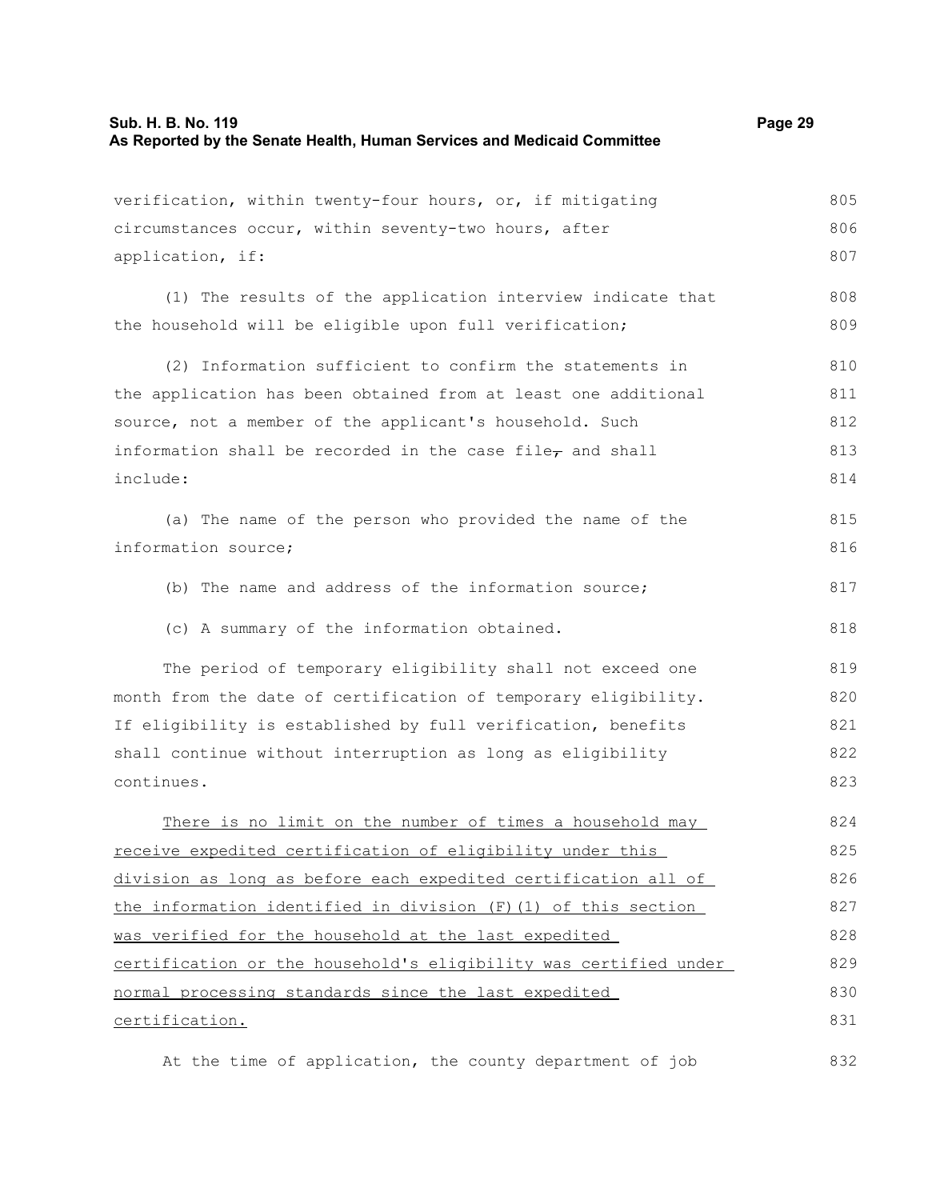verification, within twenty-four hours, or, if mitigating circumstances occur, within seventy-two hours, after application, if:

(1) The results of the application interview indicate that the household will be eligible upon full verification;

(2) Information sufficient to confirm the statements in the application has been obtained from at least one additional source, not a member of the applicant's household. Such information shall be recorded in the case file, and shall include:

(a) The name of the person who provided the name of the information source;

(b) The name and address of the information source;

(c) A summary of the information obtained.

The period of temporary eligibility shall not exceed one month from the date of certification of temporary eligibility. If eligibility is established by full verification, benefits shall continue without interruption as long as eligibility continues.

There is no limit on the number of times a household may receive expedited certification of eligibility under this division as long as before each expedited certification all of the information identified in division (F)(1) of this section was verified for the household at the last expedited certification or the household's eligibility was certified under normal processing standards since the last expedited certification.

At the time of application, the county department of job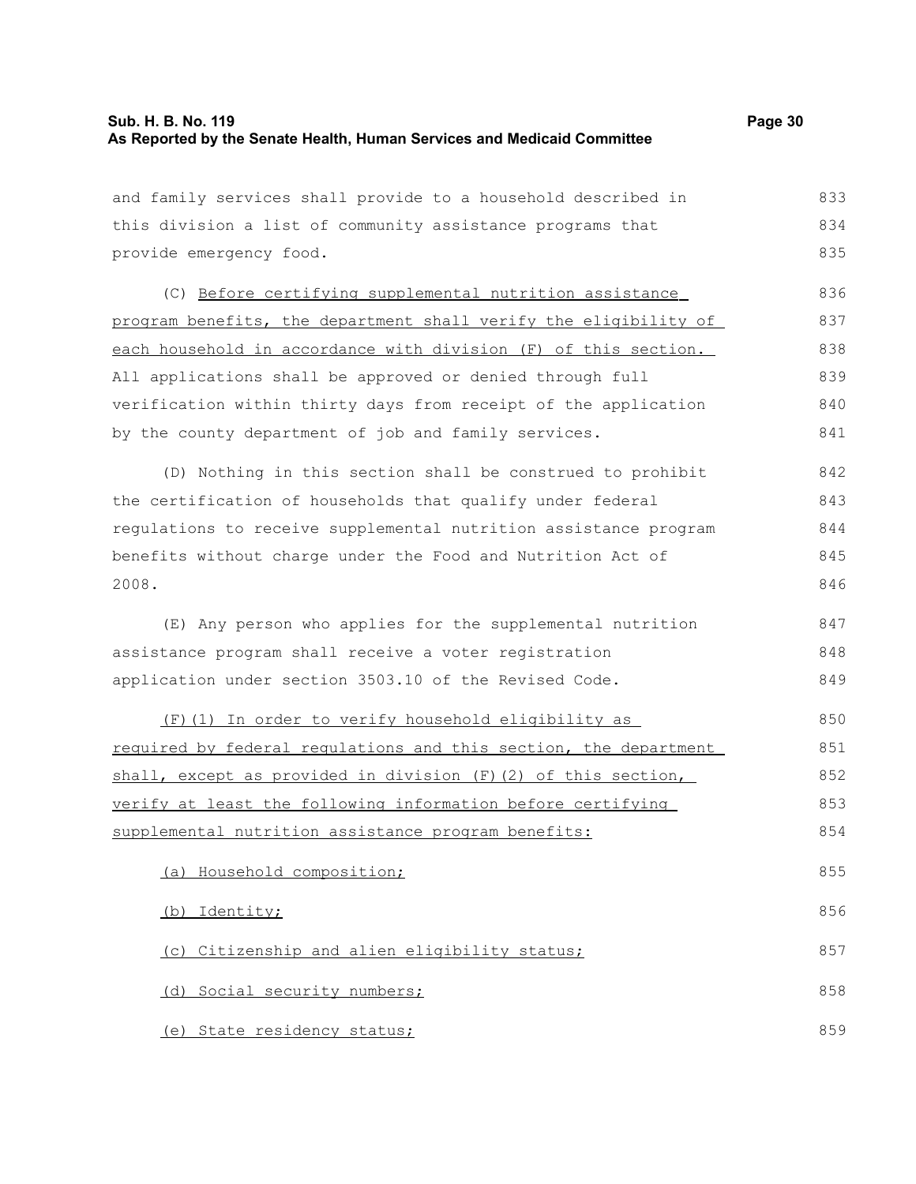and family services shall provide to a household described in this division a list of community assistance programs that provide emergency food.

(C) Before certifying supplemental nutrition assistance program benefits, the department shall verify the eligibility of each household in accordance with division (F) of this section. All applications shall be approved or denied through full verification within thirty days from receipt of the application by the county department of job and family services.

(D) Nothing in this section shall be construed to prohibit the certification of households that qualify under federal regulations to receive supplemental nutrition assistance program benefits without charge under the Food and Nutrition Act of 2008.

(E) Any person who applies for the supplemental nutrition assistance program shall receive a voter registration application under section 3503.10 of the Revised Code.

(F)(1) In order to verify household eligibility as required by federal regulations and this section, the department shall, except as provided in division (F)(2) of this section, verify at least the following information before certifying supplemental nutrition assistance program benefits:

(a) Household composition;

(b) Identity;

(c) Citizenship and alien eligibility status;

(d) Social security numbers;

(e) State residency status;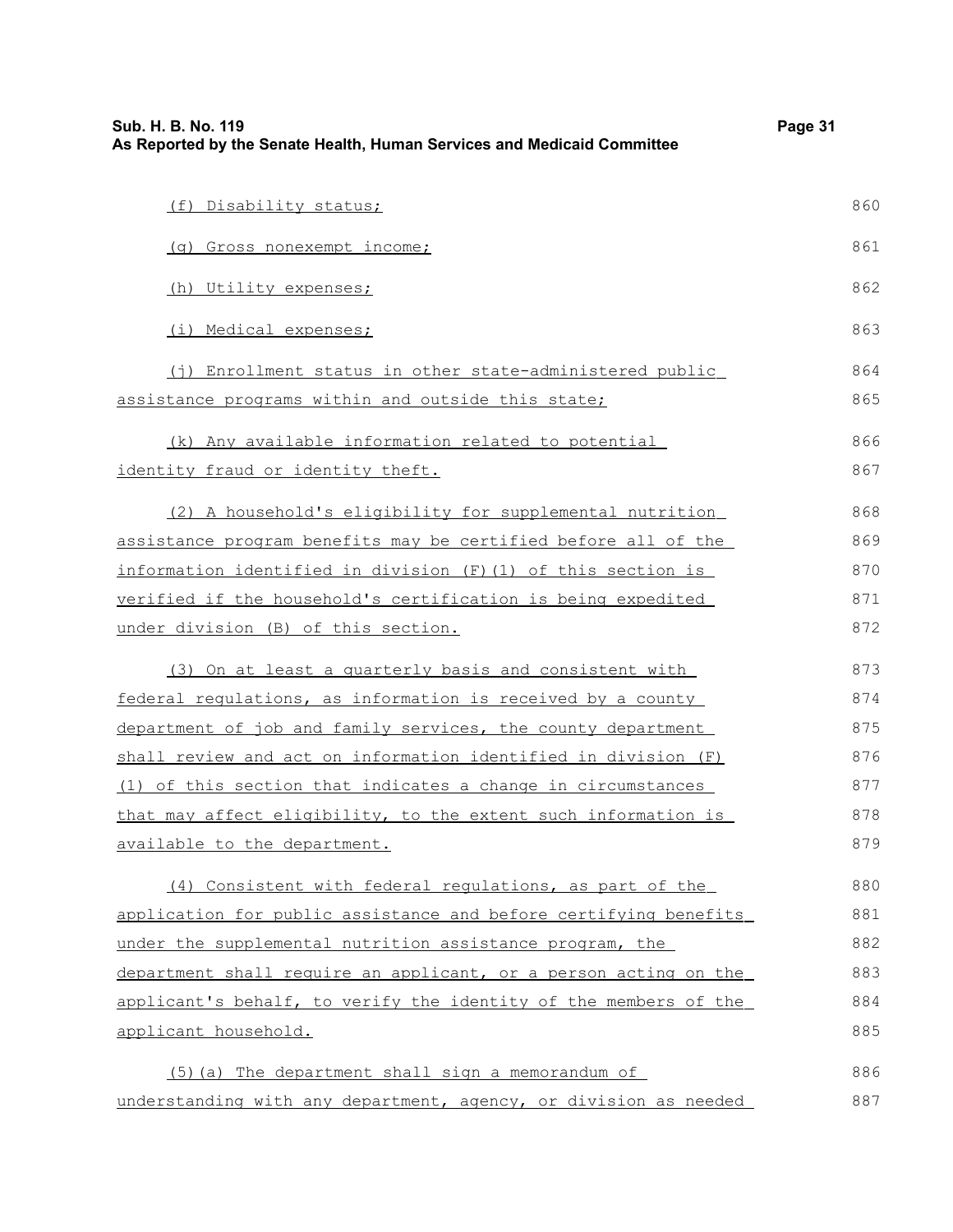(f) Disability status;

(g) Gross nonexempt income;

(h) Utility expenses;

(i) Medical expenses;

(j) Enrollment status in other state-administered public assistance programs within and outside this state;

(k) Any available information related to potential identity fraud or identity theft.

(2) A household's eligibility for supplemental nutrition assistance program benefits may be certified before all of the information identified in division (F)(1) of this section is verified if the household's certification is being expedited under division (B) of this section.

(3) On at least a quarterly basis and consistent with federal regulations, as information is received by a county department of job and family services, the county department shall review and act on information identified in division (F)(1) of this section that indicates a change in circumstances that may affect eligibility, to the extent such information is available to the department.

(4) Consistent with federal regulations, as part of the application for public assistance and before certifying benefits under the supplemental nutrition assistance program, the department shall require an applicant, or a person acting on the applicant's behalf, to verify the identity of the members of the applicant household.

(5)(a) The department shall sign a memorandum of understanding with any department, agency, or division as needed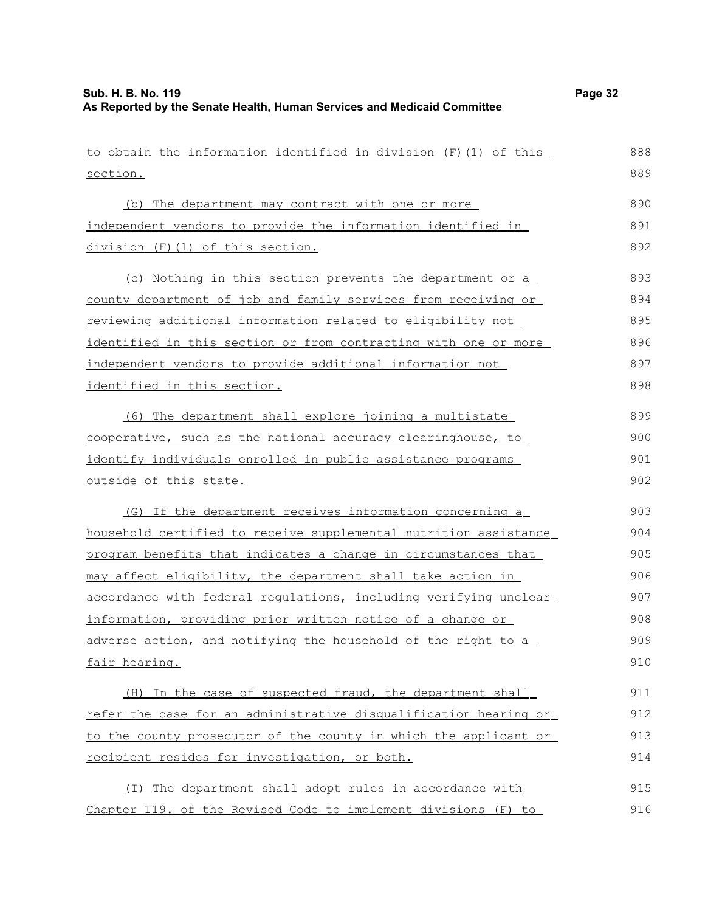to obtain the information identified in division (F)(1) of this section.

(b) The department may contract with one or more independent vendors to provide the information identified in division (F)(1) of this section.

(c) Nothing in this section prevents the department or a county department of job and family services from receiving or reviewing additional information related to eligibility not identified in this section or from contracting with one or more independent vendors to provide additional information not identified in this section.

(6) The department shall explore joining a multistate cooperative, such as the national accuracy clearinghouse, to identify individuals enrolled in public assistance programs outside of this state.

(G) If the department receives information concerning a household certified to receive supplemental nutrition assistance program benefits that indicates a change in circumstances that may affect eligibility, the department shall take action in accordance with federal regulations, including verifying unclear information, providing prior written notice of a change or adverse action, and notifying the household of the right to a fair hearing.

(H) In the case of suspected fraud, the department shall refer the case for an administrative disqualification hearing or to the county prosecutor of the county in which the applicant or recipient resides for investigation, or both.

(I) The department shall adopt rules in accordance with Chapter 119. of the Revised Code to implement divisions (F) to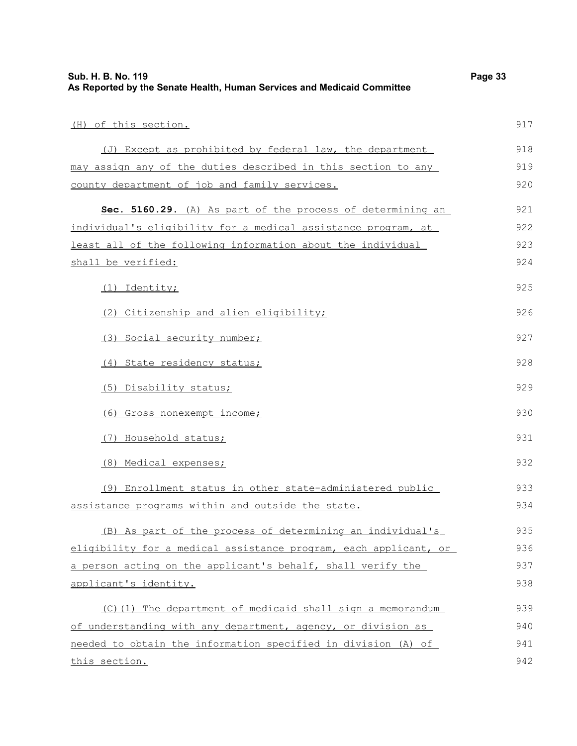(H) of this section.

(J) Except as prohibited by federal law, the department may assign any of the duties described in this section to any county department of job and family services.

**Sec. 5160.29.** (A) As part of the process of determining an individual's eligibility for a medical assistance program, at least all of the following information about the individual shall be verified:

(1) Identity;

(2) Citizenship and alien eligibility;

(3) Social security number;

(4) State residency status;

(5) Disability status;

(6) Gross nonexempt income;

(7) Household status;

(8) Medical expenses;

(9) Enrollment status in other state-administered public assistance programs within and outside the state.

(B) As part of the process of determining an individual's eligibility for a medical assistance program, each applicant, or a person acting on the applicant's behalf, shall verify the applicant's identity.

(C)(1) The department of medicaid shall sign a memorandum of understanding with any department, agency, or division as needed to obtain the information specified in division (A) of this section.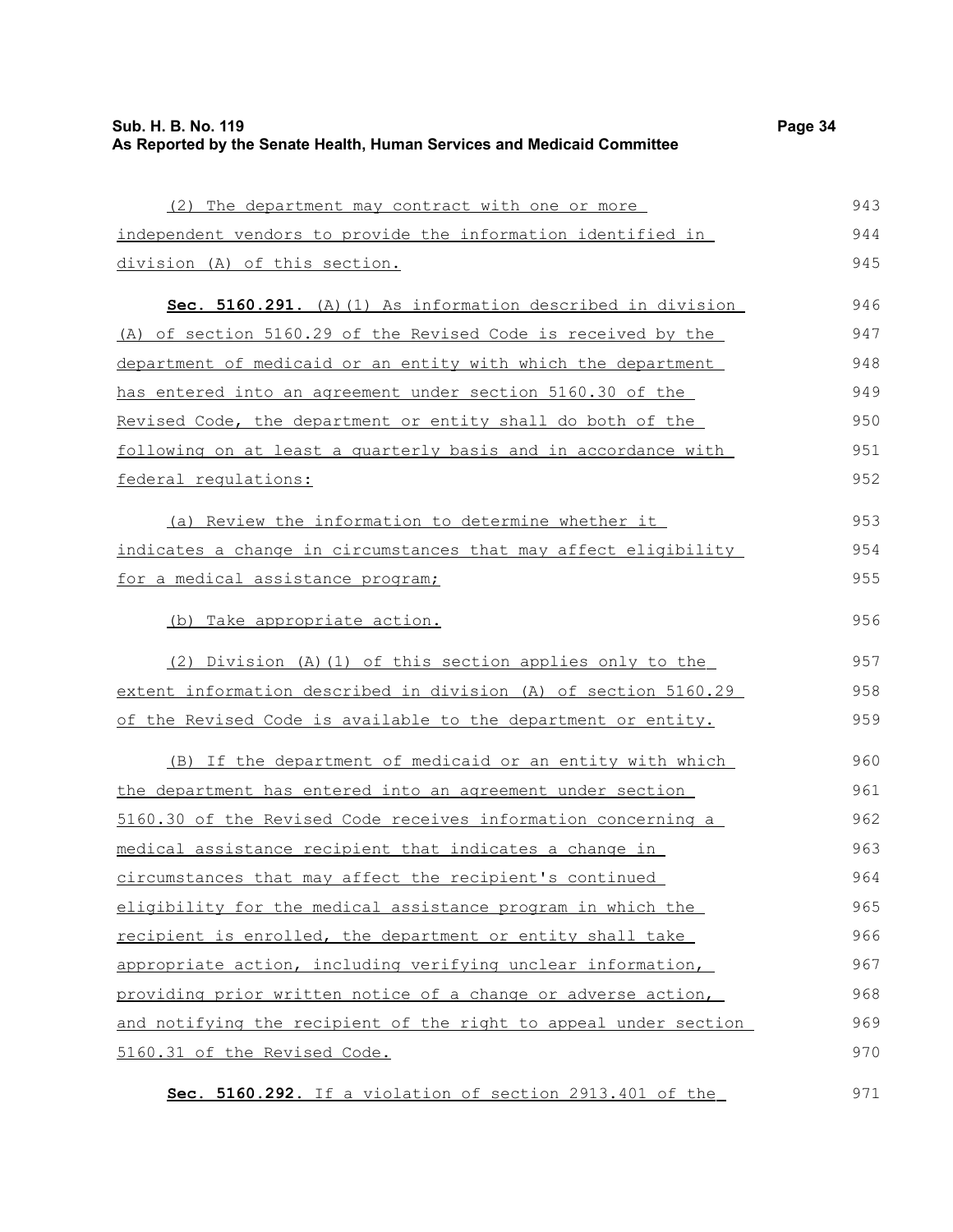(2) The department may contract with one or more independent vendors to provide the information identified in division (A) of this section.

**Sec. 5160.291.** (A)(1) As information described in division (A) of section 5160.29 of the Revised Code is received by the department of medicaid or an entity with which the department has entered into an agreement under section 5160.30 of the Revised Code, the department or entity shall do both of the following on at least a quarterly basis and in accordance with federal regulations:

(a) Review the information to determine whether it indicates a change in circumstances that may affect eligibility for a medical assistance program;

(b) Take appropriate action.

(2) Division (A)(1) of this section applies only to the extent information described in division (A) of section 5160.29 of the Revised Code is available to the department or entity.

(B) If the department of medicaid or an entity with which the department has entered into an agreement under section 5160.30 of the Revised Code receives information concerning a medical assistance recipient that indicates a change in circumstances that may affect the recipient's continued eligibility for the medical assistance program in which the recipient is enrolled, the department or entity shall take appropriate action, including verifying unclear information, providing prior written notice of a change or adverse action, and notifying the recipient of the right to appeal under section 5160.31 of the Revised Code.

**Sec. 5160.292.** If a violation of section 2913.401 of the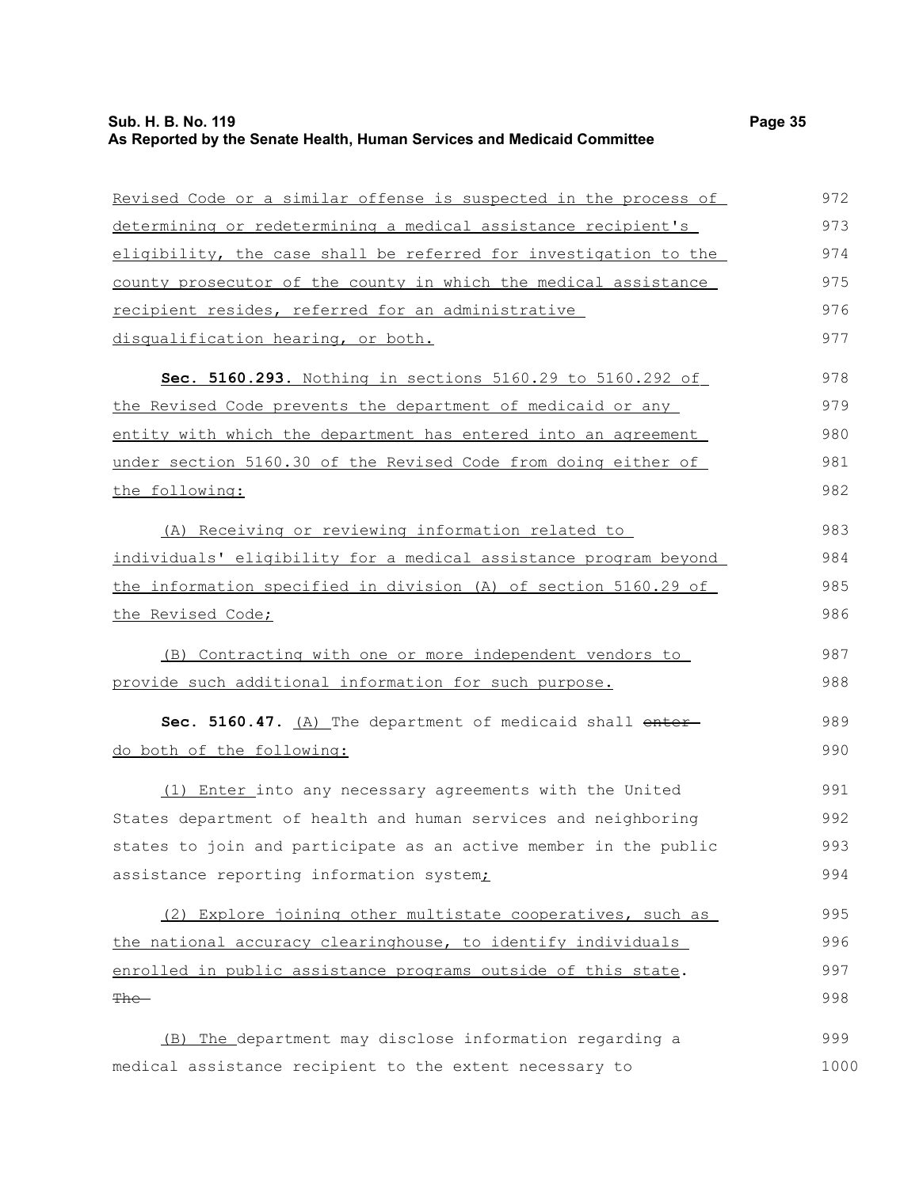Revised Code or a similar offense is suspected in the process of determining or redetermining a medical assistance recipient's eligibility, the case shall be referred for investigation to the county prosecutor of the county in which the medical assistance recipient resides, referred for an administrative disqualification hearing, or both.

**Sec. 5160.293.** Nothing in sections 5160.29 to 5160.292 of the Revised Code prevents the department of medicaid or any entity with which the department has entered into an agreement under section 5160.30 of the Revised Code from doing either of the following:

(A) Receiving or reviewing information related to individuals' eligibility for a medical assistance program beyond the information specified in division (A) of section 5160.29 of the Revised Code;

(B) Contracting with one or more independent vendors to provide such additional information for such purpose.

**Sec. 5160.47.** (A) The department of medicaid shall ~~enter~~ do both of the following:

(1) Enter into any necessary agreements with the United States department of health and human services and neighboring states to join and participate as an active member in the public assistance reporting information system;

(2) Explore joining other multistate cooperatives, such as the national accuracy clearinghouse, to identify individuals enrolled in public assistance programs outside of this state. ~~The~~

(B) The department may disclose information regarding a medical assistance recipient to the extent necessary to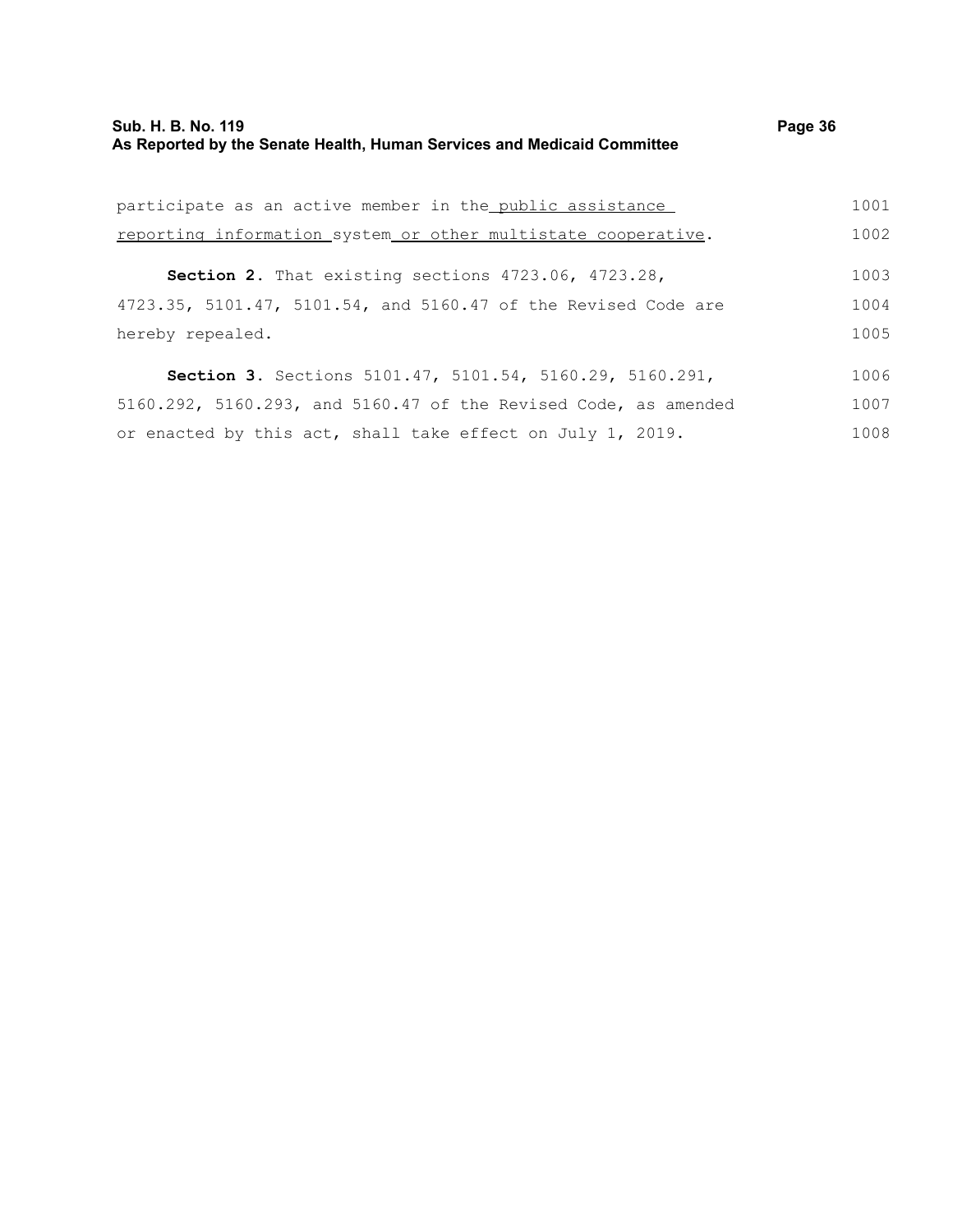participate as an active member in the public assistance reporting information system or other multistate cooperative.

**Section 2.** That existing sections 4723.06, 4723.28, 4723.35, 5101.47, 5101.54, and 5160.47 of the Revised Code are hereby repealed.

**Section 3.** Sections 5101.47, 5101.54, 5160.29, 5160.291, 5160.292, 5160.293, and 5160.47 of the Revised Code, as amended or enacted by this act, shall take effect on July 1, 2019.